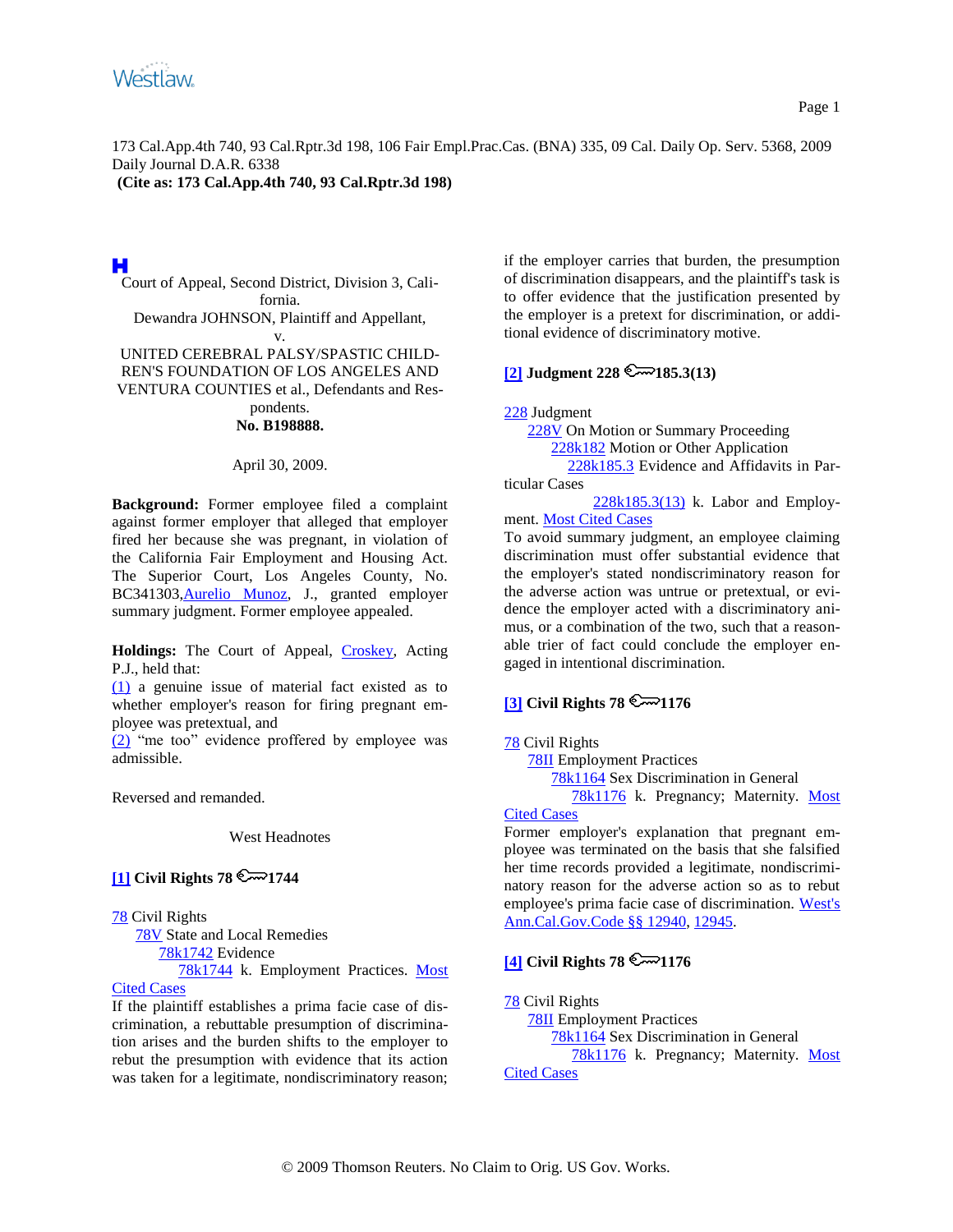173 Cal.App.4th 740, 93 Cal.Rptr.3d 198, 106 Fair Empl.Prac.Cas. (BNA) 335, 09 Cal. Daily Op. Serv. 5368, 2009 Daily Journal D.A.R. 6338

**(Cite as: 173 Cal.App.4th 740, 93 Cal.Rptr.3d 198)**

Court of Appeal, Second District, Division 3, California.

Dewandra JOHNSON, Plaintiff and Appellant,

v.

UNITED CEREBRAL PALSY/SPASTIC CHILDREN'S FOUNDATION OF LOS ANGELES AND VENTURA COUNTIES et al., Defendants and Respondents.

**No. B198888.**

April 30, 2009.

**Background:** Former employee filed a complaint against former employer that alleged that employer fired her because she was pregnant, in violation of the California Fair Employment and Housing Act. The Superior Court, Los Angeles County, No. BC341303, Aurelio Munoz, J., granted employer summary judgment. Former employee appealed.

**Holdings:** The Court of Appeal, Croskey, Acting P.J., held that:

(1) a genuine issue of material fact existed as to whether employer's reason for firing pregnant employee was pretextual, and

(2) "me too" evidence proffered by employee was admissible.

Reversed and remanded.

West Headnotes

**[1] Civil Rights 78 1744**

78 Civil Rights
78V State and Local Remedies
78k1742 Evidence
78k1744 k. Employment Practices. Most Cited Cases

If the plaintiff establishes a prima facie case of discrimination, a rebuttable presumption of discrimination arises and the burden shifts to the employer to rebut the presumption with evidence that its action was taken for a legitimate, nondiscriminatory reason; if the employer carries that burden, the presumption of discrimination disappears, and the plaintiff's task is to offer evidence that the justification presented by the employer is a pretext for discrimination, or additional evidence of discriminatory motive.

**[2] Judgment 228 185.3(13)**

228 Judgment
228V On Motion or Summary Proceeding
228k182 Motion or Other Application
228k185.3 Evidence and Affidavits in Particular Cases
228k185.3(13) k. Labor and Employment. Most Cited Cases

To avoid summary judgment, an employee claiming discrimination must offer substantial evidence that the employer's stated nondiscriminatory reason for the adverse action was untrue or pretextual, or evidence the employer acted with a discriminatory animus, or a combination of the two, such that a reasonable trier of fact could conclude the employer engaged in intentional discrimination.

**[3] Civil Rights 78 1176**

78 Civil Rights
78II Employment Practices
78k1164 Sex Discrimination in General
78k1176 k. Pregnancy; Maternity. Most Cited Cases

Former employer's explanation that pregnant employee was terminated on the basis that she falsified her time records provided a legitimate, nondiscriminatory reason for the adverse action so as to rebut employee's prima facie case of discrimination. West's Ann.Cal.Gov.Code §§ 12940, 12945.

**[4] Civil Rights 78 1176**

78 Civil Rights
78II Employment Practices
78k1164 Sex Discrimination in General
78k1176 k. Pregnancy; Maternity. Most Cited Cases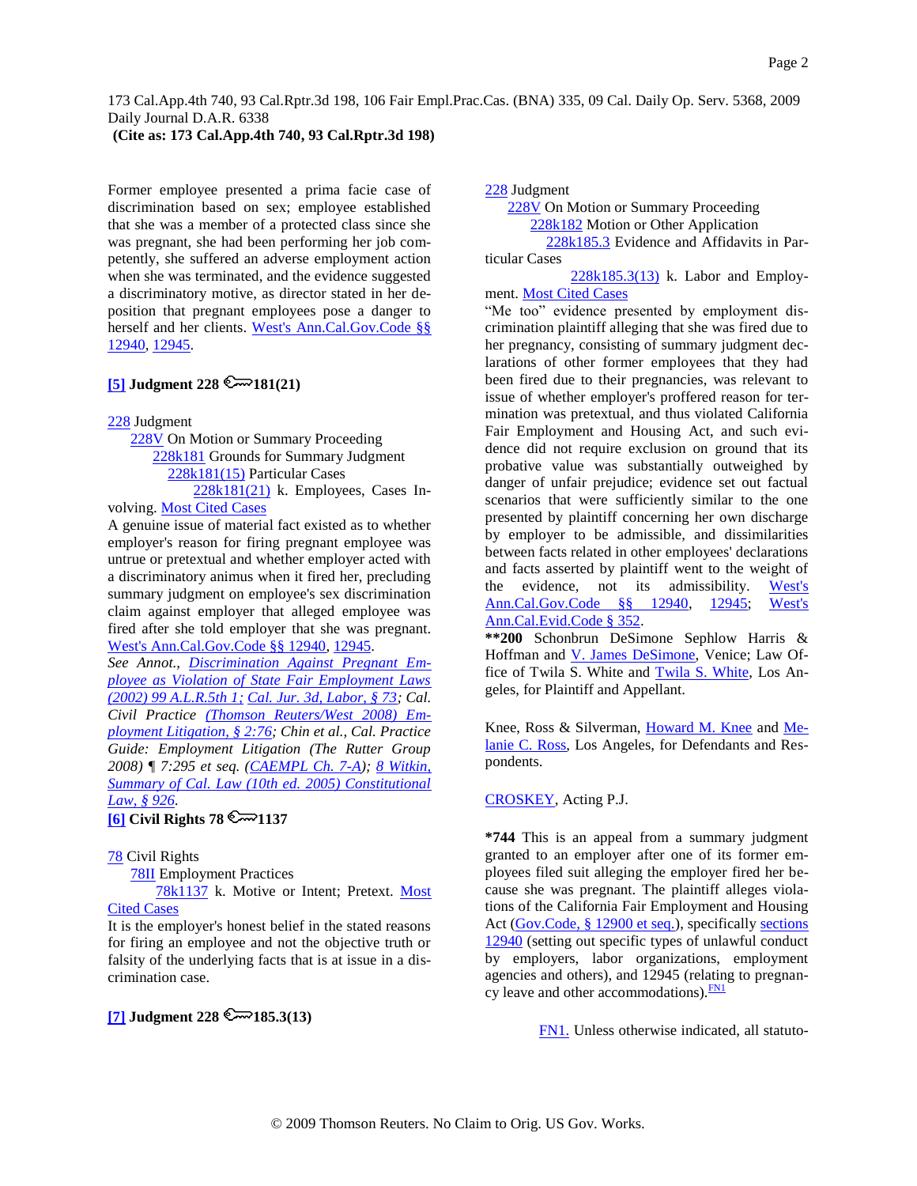Former employee presented a prima facie case of discrimination based on sex; employee established that she was a member of a protected class since she was pregnant, she had been performing her job competently, she suffered an adverse employment action when she was terminated, and the evidence suggested a discriminatory motive, as director stated in her deposition that pregnant employees pose a danger to herself and her clients. West's Ann.Cal.Gov.Code §§ 12940, 12945.

**[5] Judgment 228 ⚷181(21)**

228 Judgment
 228V On Motion or Summary Proceeding
  228k181 Grounds for Summary Judgment
   228k181(15) Particular Cases
    228k181(21) k. Employees, Cases Involving. Most Cited Cases

A genuine issue of material fact existed as to whether employer's reason for firing pregnant employee was untrue or pretextual and whether employer acted with a discriminatory animus when it fired her, precluding summary judgment on employee's sex discrimination claim against employer that alleged employee was fired after she told employer that she was pregnant. West's Ann.Cal.Gov.Code §§ 12940, 12945.

*See Annot., Discrimination Against Pregnant Employee as Violation of State Fair Employment Laws (2002) 99 A.L.R.5th 1; Cal. Jur. 3d, Labor, § 73; Cal. Civil Practice (Thomson Reuters/West 2008) Employment Litigation, § 2:76; Chin et al., Cal. Practice Guide: Employment Litigation (The Rutter Group 2008) ¶ 7:295 et seq. (CAEMPL Ch. 7-A); 8 Witkin, Summary of Cal. Law (10th ed. 2005) Constitutional Law, § 926.*

**[6] Civil Rights 78 ⚷1137**

78 Civil Rights
 78II Employment Practices
  78k1137 k. Motive or Intent; Pretext. Most Cited Cases

It is the employer's honest belief in the stated reasons for firing an employee and not the objective truth or falsity of the underlying facts that is at issue in a discrimination case.

**[7] Judgment 228 ⚷185.3(13)**

228 Judgment
 228V On Motion or Summary Proceeding
  228k182 Motion or Other Application
   228k185.3 Evidence and Affidavits in Particular Cases
    228k185.3(13) k. Labor and Employment. Most Cited Cases

"Me too" evidence presented by employment discrimination plaintiff alleging that she was fired due to her pregnancy, consisting of summary judgment declarations of other former employees that they had been fired due to their pregnancies, was relevant to issue of whether employer's proffered reason for termination was pretextual, and thus violated California Fair Employment and Housing Act, and such evidence did not require exclusion on ground that its probative value was substantially outweighed by danger of unfair prejudice; evidence set out factual scenarios that were sufficiently similar to the one presented by plaintiff concerning her own discharge by employer to be admissible, and dissimilarities between facts related in other employees' declarations and facts asserted by plaintiff went to the weight of the evidence, not its admissibility. West's Ann.Cal.Gov.Code §§ 12940, 12945; West's Ann.Cal.Evid.Code § 352.

**\*\*200** Schonbrun DeSimone Sephlow Harris & Hoffman and V. James DeSimone, Venice; Law Office of Twila S. White and Twila S. White, Los Angeles, for Plaintiff and Appellant.

Knee, Ross & Silverman, Howard M. Knee and Melanie C. Ross, Los Angeles, for Defendants and Respondents.

CROSKEY, Acting P.J.

**\*744** This is an appeal from a summary judgment granted to an employer after one of its former employees filed suit alleging the employer fired her because she was pregnant. The plaintiff alleges violations of the California Fair Employment and Housing Act (Gov.Code, § 12900 et seq.), specifically sections 12940 (setting out specific types of unlawful conduct by employers, labor organizations, employment agencies and others), and 12945 (relating to pregnancy leave and other accommodations).[FN1]

FN1. Unless otherwise indicated, all statuto-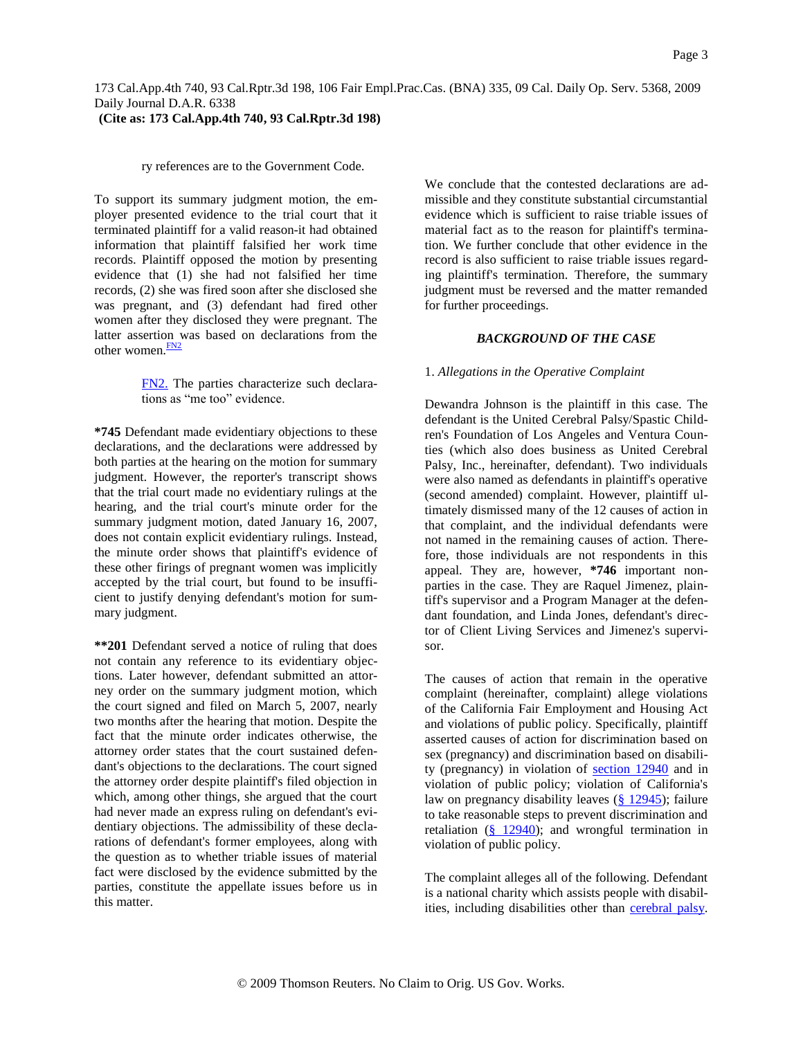ry references are to the Government Code.

To support its summary judgment motion, the employer presented evidence to the trial court that it terminated plaintiff for a valid reason-it had obtained information that plaintiff falsified her work time records. Plaintiff opposed the motion by presenting evidence that (1) she had not falsified her time records, (2) she was fired soon after she disclosed she was pregnant, and (3) defendant had fired other women after they disclosed they were pregnant. The latter assertion was based on declarations from the other women.[FN2]

> FN2. The parties characterize such declarations as "me too" evidence.

**\*745** Defendant made evidentiary objections to these declarations, and the declarations were addressed by both parties at the hearing on the motion for summary judgment. However, the reporter's transcript shows that the trial court made no evidentiary rulings at the hearing, and the trial court's minute order for the summary judgment motion, dated January 16, 2007, does not contain explicit evidentiary rulings. Instead, the minute order shows that plaintiff's evidence of these other firings of pregnant women was implicitly accepted by the trial court, but found to be insufficient to justify denying defendant's motion for summary judgment.

**\*\*201** Defendant served a notice of ruling that does not contain any reference to its evidentiary objections. Later however, defendant submitted an attorney order on the summary judgment motion, which the court signed and filed on March 5, 2007, nearly two months after the hearing that motion. Despite the fact that the minute order indicates otherwise, the attorney order states that the court sustained defendant's objections to the declarations. The court signed the attorney order despite plaintiff's filed objection in which, among other things, she argued that the court had never made an express ruling on defendant's evidentiary objections. The admissibility of these declarations of defendant's former employees, along with the question as to whether triable issues of material fact were disclosed by the evidence submitted by the parties, constitute the appellate issues before us in this matter.

We conclude that the contested declarations are admissible and they constitute substantial circumstantial evidence which is sufficient to raise triable issues of material fact as to the reason for plaintiff's termination. We further conclude that other evidence in the record is also sufficient to raise triable issues regarding plaintiff's termination. Therefore, the summary judgment must be reversed and the matter remanded for further proceedings.

## *BACKGROUND OF THE CASE*

1. *Allegations in the Operative Complaint*

Dewandra Johnson is the plaintiff in this case. The defendant is the United Cerebral Palsy/Spastic Children's Foundation of Los Angeles and Ventura Counties (which also does business as United Cerebral Palsy, Inc., hereinafter, defendant). Two individuals were also named as defendants in plaintiff's operative (second amended) complaint. However, plaintiff ultimately dismissed many of the 12 causes of action in that complaint, and the individual defendants were not named in the remaining causes of action. Therefore, those individuals are not respondents in this appeal. They are, however, **\*746** important nonparties in the case. They are Raquel Jimenez, plaintiff's supervisor and a Program Manager at the defendant foundation, and Linda Jones, defendant's director of Client Living Services and Jimenez's supervisor.

The causes of action that remain in the operative complaint (hereinafter, complaint) allege violations of the California Fair Employment and Housing Act and violations of public policy. Specifically, plaintiff asserted causes of action for discrimination based on sex (pregnancy) and discrimination based on disability (pregnancy) in violation of section 12940 and in violation of public policy; violation of California's law on pregnancy disability leaves (§ 12945); failure to take reasonable steps to prevent discrimination and retaliation (§ 12940); and wrongful termination in violation of public policy.

The complaint alleges all of the following. Defendant is a national charity which assists people with disabilities, including disabilities other than cerebral palsy.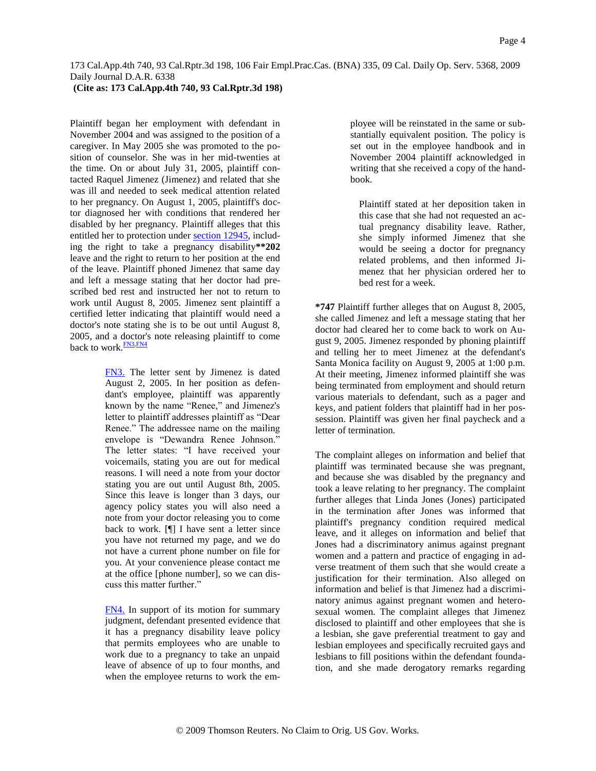Plaintiff began her employment with defendant in November 2004 and was assigned to the position of a caregiver. In May 2005 she was promoted to the position of counselor. She was in her mid-twenties at the time. On or about July 31, 2005, plaintiff contacted Raquel Jimenez (Jimenez) and related that she was ill and needed to seek medical attention related to her pregnancy. On August 1, 2005, plaintiff's doctor diagnosed her with conditions that rendered her disabled by her pregnancy. Plaintiff alleges that this entitled her to protection under section 12945, including the right to take a pregnancy disability**202 leave and the right to return to her position at the end of the leave. Plaintiff phoned Jimenez that same day and left a message stating that her doctor had prescribed bed rest and instructed her not to return to work until August 8, 2005. Jimenez sent plaintiff a certified letter indicating that plaintiff would need a doctor's note stating she is to be out until August 8, 2005, and a doctor's note releasing plaintiff to come back to work.[FN3,FN4]

> FN3. The letter sent by Jimenez is dated August 2, 2005. In her position as defendant's employee, plaintiff was apparently known by the name "Renee," and Jimenez's letter to plaintiff addresses plaintiff as "Dear Renee." The addressee name on the mailing envelope is "Dewandra Renee Johnson." The letter states: "I have received your voicemails, stating you are out for medical reasons. I will need a note from your doctor stating you are out until August 8th, 2005. Since this leave is longer than 3 days, our agency policy states you will also need a note from your doctor releasing you to come back to work. [¶] I have sent a letter since you have not returned my page, and we do not have a current phone number on file for you. At your convenience please contact me at the office [phone number], so we can discuss this matter further."

> FN4. In support of its motion for summary judgment, defendant presented evidence that it has a pregnancy disability leave policy that permits employees who are unable to work due to a pregnancy to take an unpaid leave of absence of up to four months, and when the employee returns to work the employee will be reinstated in the same or substantially equivalent position. The policy is set out in the employee handbook and in November 2004 plaintiff acknowledged in writing that she received a copy of the handbook.
>
> Plaintiff stated at her deposition taken in this case that she had not requested an actual pregnancy disability leave. Rather, she simply informed Jimenez that she would be seeing a doctor for pregnancy related problems, and then informed Jimenez that her physician ordered her to bed rest for a week.

*747 Plaintiff further alleges that on August 8, 2005, she called Jimenez and left a message stating that her doctor had cleared her to come back to work on August 9, 2005. Jimenez responded by phoning plaintiff and telling her to meet Jimenez at the defendant's Santa Monica facility on August 9, 2005 at 1:00 p.m. At their meeting, Jimenez informed plaintiff she was being terminated from employment and should return various materials to defendant, such as a pager and keys, and patient folders that plaintiff had in her possession. Plaintiff was given her final paycheck and a letter of termination.

The complaint alleges on information and belief that plaintiff was terminated because she was pregnant, and because she was disabled by the pregnancy and took a leave relating to her pregnancy. The complaint further alleges that Linda Jones (Jones) participated in the termination after Jones was informed that plaintiff's pregnancy condition required medical leave, and it alleges on information and belief that Jones had a discriminatory animus against pregnant women and a pattern and practice of engaging in adverse treatment of them such that she would create a justification for their termination. Also alleged on information and belief is that Jimenez had a discriminatory animus against pregnant women and heterosexual women. The complaint alleges that Jimenez disclosed to plaintiff and other employees that she is a lesbian, she gave preferential treatment to gay and lesbian employees and specifically recruited gays and lesbians to fill positions within the defendant foundation, and she made derogatory remarks regarding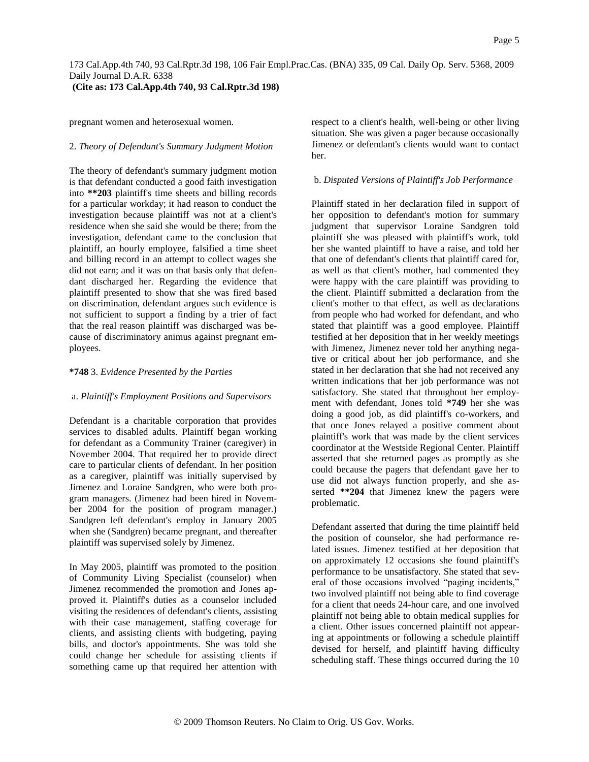pregnant women and heterosexual women.

2. *Theory of Defendant's Summary Judgment Motion*

The theory of defendant's summary judgment motion is that defendant conducted a good faith investigation into **\*\*203** plaintiff's time sheets and billing records for a particular workday; it had reason to conduct the investigation because plaintiff was not at a client's residence when she said she would be there; from the investigation, defendant came to the conclusion that plaintiff, an hourly employee, falsified a time sheet and billing record in an attempt to collect wages she did not earn; and it was on that basis only that defendant discharged her. Regarding the evidence that plaintiff presented to show that she was fired based on discrimination, defendant argues such evidence is not sufficient to support a finding by a trier of fact that the real reason plaintiff was discharged was because of discriminatory animus against pregnant employees.

**\*748** 3. *Evidence Presented by the Parties*

a. *Plaintiff's Employment Positions and Supervisors*

Defendant is a charitable corporation that provides services to disabled adults. Plaintiff began working for defendant as a Community Trainer (caregiver) in November 2004. That required her to provide direct care to particular clients of defendant. In her position as a caregiver, plaintiff was initially supervised by Jimenez and Loraine Sandgren, who were both program managers. (Jimenez had been hired in November 2004 for the position of program manager.) Sandgren left defendant's employ in January 2005 when she (Sandgren) became pregnant, and thereafter plaintiff was supervised solely by Jimenez.

In May 2005, plaintiff was promoted to the position of Community Living Specialist (counselor) when Jimenez recommended the promotion and Jones approved it. Plaintiff's duties as a counselor included visiting the residences of defendant's clients, assisting with their case management, staffing coverage for clients, and assisting clients with budgeting, paying bills, and doctor's appointments. She was told she could change her schedule for assisting clients if something came up that required her attention with respect to a client's health, well-being or other living situation. She was given a pager because occasionally Jimenez or defendant's clients would want to contact her.

b. *Disputed Versions of Plaintiff's Job Performance*

Plaintiff stated in her declaration filed in support of her opposition to defendant's motion for summary judgment that supervisor Loraine Sandgren told plaintiff she was pleased with plaintiff's work, told her she wanted plaintiff to have a raise, and told her that one of defendant's clients that plaintiff cared for, as well as that client's mother, had commented they were happy with the care plaintiff was providing to the client. Plaintiff submitted a declaration from the client's mother to that effect, as well as declarations from people who had worked for defendant, and who stated that plaintiff was a good employee. Plaintiff testified at her deposition that in her weekly meetings with Jimenez, Jimenez never told her anything negative or critical about her job performance, and she stated in her declaration that she had not received any written indications that her job performance was not satisfactory. She stated that throughout her employment with defendant, Jones told **\*749** her she was doing a good job, as did plaintiff's co-workers, and that once Jones relayed a positive comment about plaintiff's work that was made by the client services coordinator at the Westside Regional Center. Plaintiff asserted that she returned pages as promptly as she could because the pagers that defendant gave her to use did not always function properly, and she asserted **\*\*204** that Jimenez knew the pagers were problematic.

Defendant asserted that during the time plaintiff held the position of counselor, she had performance related issues. Jimenez testified at her deposition that on approximately 12 occasions she found plaintiff's performance to be unsatisfactory. She stated that several of those occasions involved "paging incidents," two involved plaintiff not being able to find coverage for a client that needs 24-hour care, and one involved plaintiff not being able to obtain medical supplies for a client. Other issues concerned plaintiff not appearing at appointments or following a schedule plaintiff devised for herself, and plaintiff having difficulty scheduling staff. These things occurred during the 10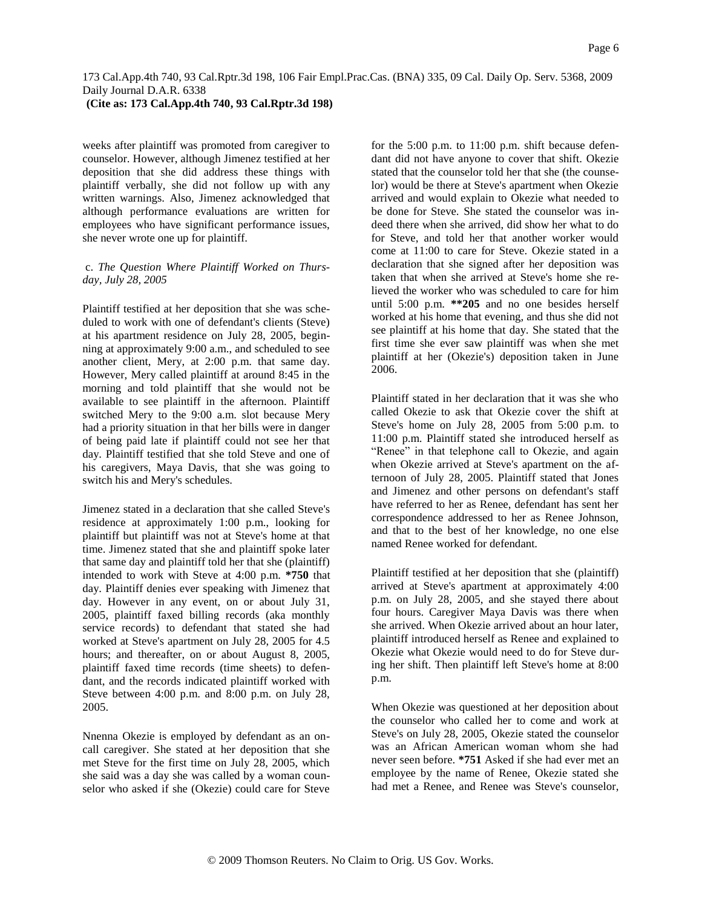weeks after plaintiff was promoted from caregiver to counselor. However, although Jimenez testified at her deposition that she did address these things with plaintiff verbally, she did not follow up with any written warnings. Also, Jimenez acknowledged that although performance evaluations are written for employees who have significant performance issues, she never wrote one up for plaintiff.

c. *The Question Where Plaintiff Worked on Thursday, July 28, 2005*

Plaintiff testified at her deposition that she was scheduled to work with one of defendant's clients (Steve) at his apartment residence on July 28, 2005, beginning at approximately 9:00 a.m., and scheduled to see another client, Mery, at 2:00 p.m. that same day. However, Mery called plaintiff at around 8:45 in the morning and told plaintiff that she would not be available to see plaintiff in the afternoon. Plaintiff switched Mery to the 9:00 a.m. slot because Mery had a priority situation in that her bills were in danger of being paid late if plaintiff could not see her that day. Plaintiff testified that she told Steve and one of his caregivers, Maya Davis, that she was going to switch his and Mery's schedules.

Jimenez stated in a declaration that she called Steve's residence at approximately 1:00 p.m., looking for plaintiff but plaintiff was not at Steve's home at that time. Jimenez stated that she and plaintiff spoke later that same day and plaintiff told her that she (plaintiff) intended to work with Steve at 4:00 p.m. **\*750** that day. Plaintiff denies ever speaking with Jimenez that day. However in any event, on or about July 31, 2005, plaintiff faxed billing records (aka monthly service records) to defendant that stated she had worked at Steve's apartment on July 28, 2005 for 4.5 hours; and thereafter, on or about August 8, 2005, plaintiff faxed time records (time sheets) to defendant, and the records indicated plaintiff worked with Steve between 4:00 p.m. and 8:00 p.m. on July 28, 2005.

Nnenna Okezie is employed by defendant as an on-call caregiver. She stated at her deposition that she met Steve for the first time on July 28, 2005, which she said was a day she was called by a woman counselor who asked if she (Okezie) could care for Steve for the 5:00 p.m. to 11:00 p.m. shift because defendant did not have anyone to cover that shift. Okezie stated that the counselor told her that she (the counselor) would be there at Steve's apartment when Okezie arrived and would explain to Okezie what needed to be done for Steve. She stated the counselor was indeed there when she arrived, did show her what to do for Steve, and told her that another worker would come at 11:00 to care for Steve. Okezie stated in a declaration that she signed after her deposition was taken that when she arrived at Steve's home she relieved the worker who was scheduled to care for him until 5:00 p.m. **\*\*205** and no one besides herself worked at his home that evening, and thus she did not see plaintiff at his home that day. She stated that the first time she ever saw plaintiff was when she met plaintiff at her (Okezie's) deposition taken in June 2006.

Plaintiff stated in her declaration that it was she who called Okezie to ask that Okezie cover the shift at Steve's home on July 28, 2005 from 5:00 p.m. to 11:00 p.m. Plaintiff stated she introduced herself as "Renee" in that telephone call to Okezie, and again when Okezie arrived at Steve's apartment on the afternoon of July 28, 2005. Plaintiff stated that Jones and Jimenez and other persons on defendant's staff have referred to her as Renee, defendant has sent her correspondence addressed to her as Renee Johnson, and that to the best of her knowledge, no one else named Renee worked for defendant.

Plaintiff testified at her deposition that she (plaintiff) arrived at Steve's apartment at approximately 4:00 p.m. on July 28, 2005, and she stayed there about four hours. Caregiver Maya Davis was there when she arrived. When Okezie arrived about an hour later, plaintiff introduced herself as Renee and explained to Okezie what Okezie would need to do for Steve during her shift. Then plaintiff left Steve's home at 8:00 p.m.

When Okezie was questioned at her deposition about the counselor who called her to come and work at Steve's on July 28, 2005, Okezie stated the counselor was an African American woman whom she had never seen before. **\*751** Asked if she had ever met an employee by the name of Renee, Okezie stated she had met a Renee, and Renee was Steve's counselor,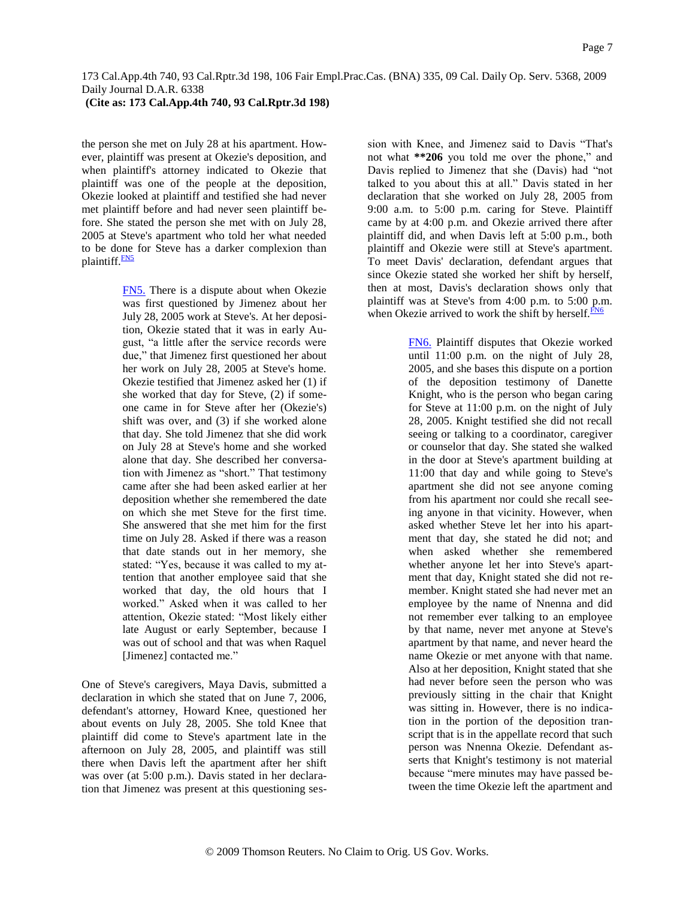the person she met on July 28 at his apartment. However, plaintiff was present at Okezie's deposition, and when plaintiff's attorney indicated to Okezie that plaintiff was one of the people at the deposition, Okezie looked at plaintiff and testified she had never met plaintiff before and had never seen plaintiff before. She stated the person she met with on July 28, 2005 at Steve's apartment who told her what needed to be done for Steve has a darker complexion than plaintiff.FN5

> FN5. There is a dispute about when Okezie was first questioned by Jimenez about her July 28, 2005 work at Steve's. At her deposition, Okezie stated that it was in early August, "a little after the service records were due," that Jimenez first questioned her about her work on July 28, 2005 at Steve's home. Okezie testified that Jimenez asked her (1) if she worked that day for Steve, (2) if someone came in for Steve after her (Okezie's) shift was over, and (3) if she worked alone that day. She told Jimenez that she did work on July 28 at Steve's home and she worked alone that day. She described her conversation with Jimenez as "short." That testimony came after she had been asked earlier at her deposition whether she remembered the date on which she met Steve for the first time. She answered that she met him for the first time on July 28. Asked if there was a reason that date stands out in her memory, she stated: "Yes, because it was called to my attention that another employee said that she worked that day, the old hours that I worked." Asked when it was called to her attention, Okezie stated: "Most likely either late August or early September, because I was out of school and that was when Raquel [Jimenez] contacted me."

One of Steve's caregivers, Maya Davis, submitted a declaration in which she stated that on June 7, 2006, defendant's attorney, Howard Knee, questioned her about events on July 28, 2005. She told Knee that plaintiff did come to Steve's apartment late in the afternoon on July 28, 2005, and plaintiff was still there when Davis left the apartment after her shift was over (at 5:00 p.m.). Davis stated in her declaration that Jimenez was present at this questioning session with Knee, and Jimenez said to Davis "That's not what **206 you told me over the phone," and Davis replied to Jimenez that she (Davis) had "not talked to you about this at all." Davis stated in her declaration that she worked on July 28, 2005 from 9:00 a.m. to 5:00 p.m. caring for Steve. Plaintiff came by at 4:00 p.m. and Okezie arrived there after plaintiff did, and when Davis left at 5:00 p.m., both plaintiff and Okezie were still at Steve's apartment. To meet Davis' declaration, defendant argues that since Okezie stated she worked her shift by herself, then at most, Davis's declaration shows only that plaintiff was at Steve's from 4:00 p.m. to 5:00 p.m. when Okezie arrived to work the shift by herself.FN6

> FN6. Plaintiff disputes that Okezie worked until 11:00 p.m. on the night of July 28, 2005, and she bases this dispute on a portion of the deposition testimony of Danette Knight, who is the person who began caring for Steve at 11:00 p.m. on the night of July 28, 2005. Knight testified she did not recall seeing or talking to a coordinator, caregiver or counselor that day. She stated she walked in the door at Steve's apartment building at 11:00 that day and while going to Steve's apartment she did not see anyone coming from his apartment nor could she recall seeing anyone in that vicinity. However, when asked whether Steve let her into his apartment that day, she stated he did not; and when asked whether she remembered whether anyone let her into Steve's apartment that day, Knight stated she did not remember. Knight stated she had never met an employee by the name of Nnenna and did not remember ever talking to an employee by that name, never met anyone at Steve's apartment by that name, and never heard the name Okezie or met anyone with that name. Also at her deposition, Knight stated that she had never before seen the person who was previously sitting in the chair that Knight was sitting in. However, there is no indication in the portion of the deposition transcript that is in the appellate record that such person was Nnenna Okezie. Defendant asserts that Knight's testimony is not material because "mere minutes may have passed between the time Okezie left the apartment and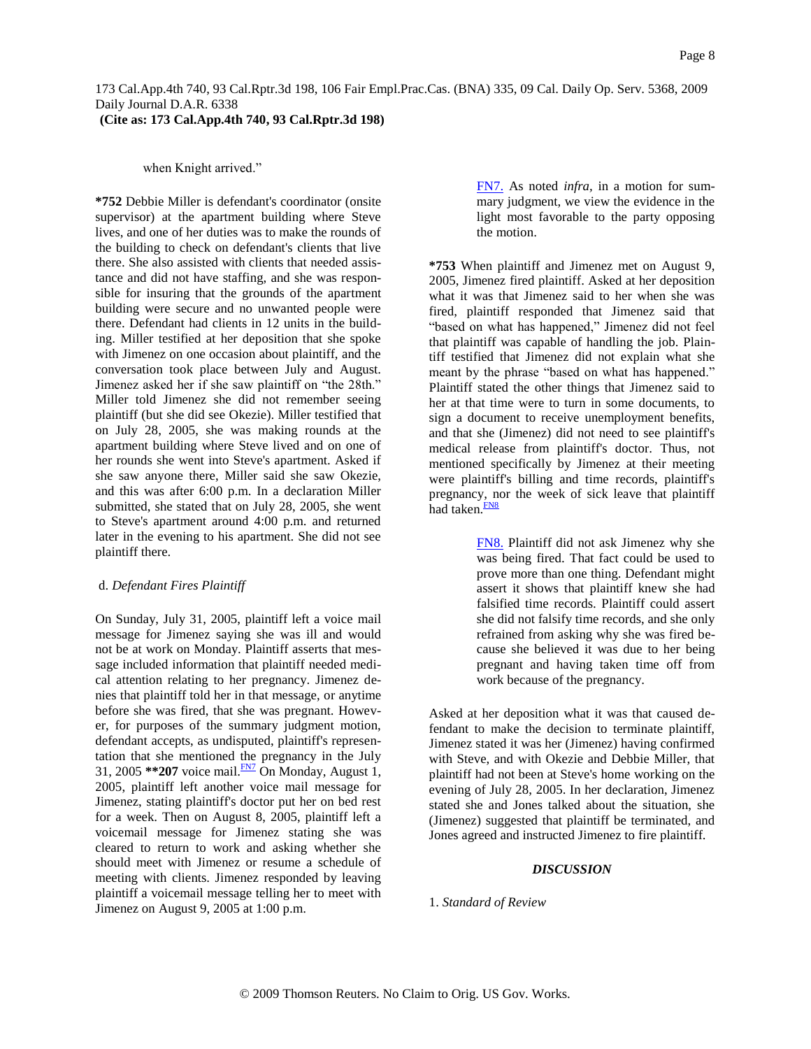when Knight arrived."

**\*752** Debbie Miller is defendant's coordinator (onsite supervisor) at the apartment building where Steve lives, and one of her duties was to make the rounds of the building to check on defendant's clients that live there. She also assisted with clients that needed assistance and did not have staffing, and she was responsible for insuring that the grounds of the apartment building were secure and no unwanted people were there. Defendant had clients in 12 units in the building. Miller testified at her deposition that she spoke with Jimenez on one occasion about plaintiff, and the conversation took place between July and August. Jimenez asked her if she saw plaintiff on "the 28th." Miller told Jimenez she did not remember seeing plaintiff (but she did see Okezie). Miller testified that on July 28, 2005, she was making rounds at the apartment building where Steve lived and on one of her rounds she went into Steve's apartment. Asked if she saw anyone there, Miller said she saw Okezie, and this was after 6:00 p.m. In a declaration Miller submitted, she stated that on July 28, 2005, she went to Steve's apartment around 4:00 p.m. and returned later in the evening to his apartment. She did not see plaintiff there.

d. *Defendant Fires Plaintiff*

On Sunday, July 31, 2005, plaintiff left a voice mail message for Jimenez saying she was ill and would not be at work on Monday. Plaintiff asserts that message included information that plaintiff needed medical attention relating to her pregnancy. Jimenez denies that plaintiff told her in that message, or anytime before she was fired, that she was pregnant. However, for purposes of the summary judgment motion, defendant accepts, as undisputed, plaintiff's representation that she mentioned the pregnancy in the July 31, 2005 **\*\*207** voice mail.[FN7] On Monday, August 1, 2005, plaintiff left another voice mail message for Jimenez, stating plaintiff's doctor put her on bed rest for a week. Then on August 8, 2005, plaintiff left a voicemail message for Jimenez stating she was cleared to return to work and asking whether she should meet with Jimenez or resume a schedule of meeting with clients. Jimenez responded by leaving plaintiff a voicemail message telling her to meet with Jimenez on August 9, 2005 at 1:00 p.m.

> FN7. As noted *infra,* in a motion for summary judgment, we view the evidence in the light most favorable to the party opposing the motion.

**\*753** When plaintiff and Jimenez met on August 9, 2005, Jimenez fired plaintiff. Asked at her deposition what it was that Jimenez said to her when she was fired, plaintiff responded that Jimenez said that "based on what has happened," Jimenez did not feel that plaintiff was capable of handling the job. Plaintiff testified that Jimenez did not explain what she meant by the phrase "based on what has happened." Plaintiff stated the other things that Jimenez said to her at that time were to turn in some documents, to sign a document to receive unemployment benefits, and that she (Jimenez) did not need to see plaintiff's medical release from plaintiff's doctor. Thus, not mentioned specifically by Jimenez at their meeting were plaintiff's billing and time records, plaintiff's pregnancy, nor the week of sick leave that plaintiff had taken.[FN8]

> FN8. Plaintiff did not ask Jimenez why she was being fired. That fact could be used to prove more than one thing. Defendant might assert it shows that plaintiff knew she had falsified time records. Plaintiff could assert she did not falsify time records, and she only refrained from asking why she was fired because she believed it was due to her being pregnant and having taken time off from work because of the pregnancy.

Asked at her deposition what it was that caused defendant to make the decision to terminate plaintiff, Jimenez stated it was her (Jimenez) having confirmed with Steve, and with Okezie and Debbie Miller, that plaintiff had not been at Steve's home working on the evening of July 28, 2005. In her declaration, Jimenez stated she and Jones talked about the situation, she (Jimenez) suggested that plaintiff be terminated, and Jones agreed and instructed Jimenez to fire plaintiff.

## *DISCUSSION*

1. *Standard of Review*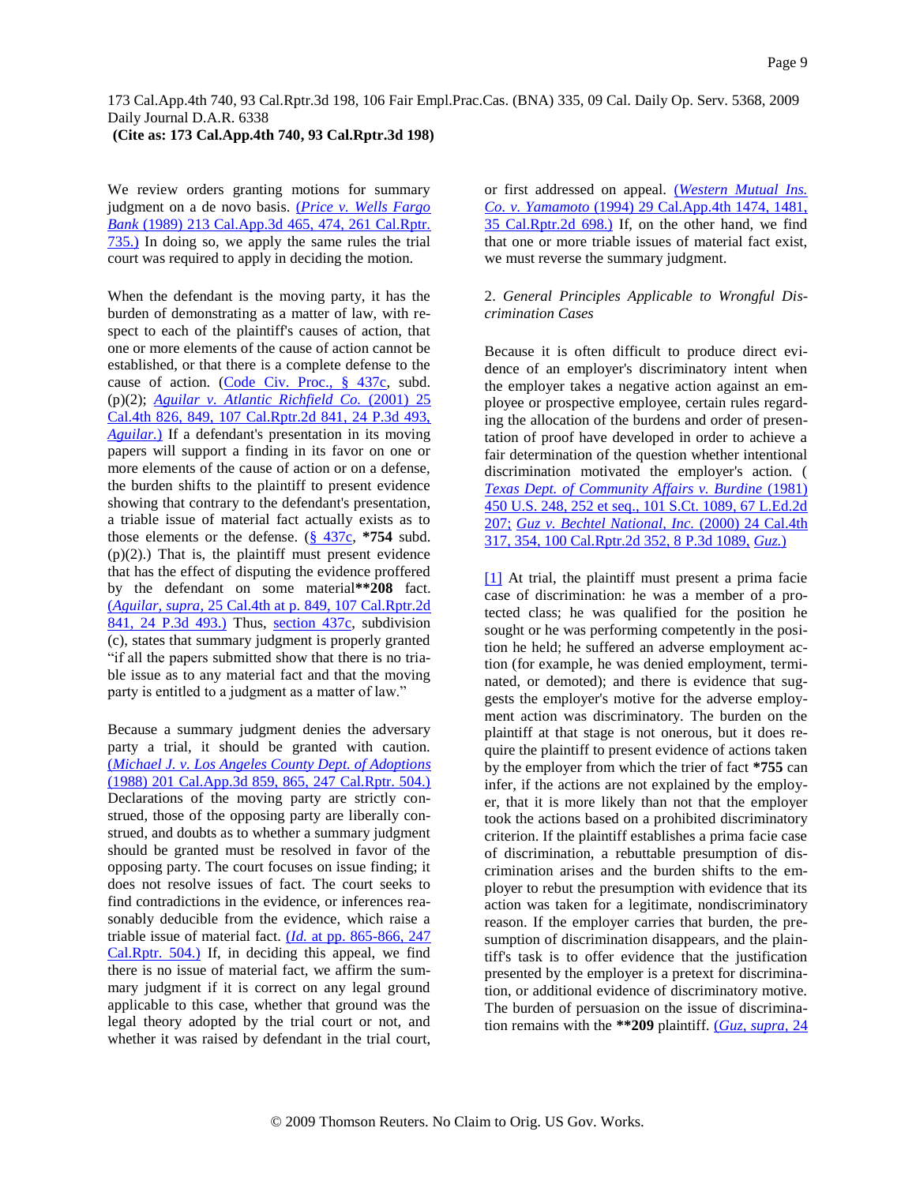We review orders granting motions for summary judgment on a de novo basis. (*Price v. Wells Fargo Bank* (1989) 213 Cal.App.3d 465, 474, 261 Cal.Rptr. 735.) In doing so, we apply the same rules the trial court was required to apply in deciding the motion.

When the defendant is the moving party, it has the burden of demonstrating as a matter of law, with respect to each of the plaintiff's causes of action, that one or more elements of the cause of action cannot be established, or that there is a complete defense to the cause of action. (Code Civ. Proc., § 437c, subd. (p)(2); *Aguilar v. Atlantic Richfield Co.* (2001) 25 Cal.4th 826, 849, 107 Cal.Rptr.2d 841, 24 P.3d 493, *Aguilar*.) If a defendant's presentation in its moving papers will support a finding in its favor on one or more elements of the cause of action or on a defense, the burden shifts to the plaintiff to present evidence showing that contrary to the defendant's presentation, a triable issue of material fact actually exists as to those elements or the defense. (§ 437c, **\*754** subd. (p)(2).) That is, the plaintiff must present evidence that has the effect of disputing the evidence proffered by the defendant on some material**\*\*208** fact. (*Aguilar, supra*, 25 Cal.4th at p. 849, 107 Cal.Rptr.2d 841, 24 P.3d 493.) Thus, section 437c, subdivision (c), states that summary judgment is properly granted "if all the papers submitted show that there is no triable issue as to any material fact and that the moving party is entitled to a judgment as a matter of law."

Because a summary judgment denies the adversary party a trial, it should be granted with caution. (*Michael J. v. Los Angeles County Dept. of Adoptions* (1988) 201 Cal.App.3d 859, 865, 247 Cal.Rptr. 504.) Declarations of the moving party are strictly construed, those of the opposing party are liberally construed, and doubts as to whether a summary judgment should be granted must be resolved in favor of the opposing party. The court focuses on issue finding; it does not resolve issues of fact. The court seeks to find contradictions in the evidence, or inferences reasonably deducible from the evidence, which raise a triable issue of material fact. (*Id.* at pp. 865-866, 247 Cal.Rptr. 504.) If, in deciding this appeal, we find there is no issue of material fact, we affirm the summary judgment if it is correct on any legal ground applicable to this case, whether that ground was the legal theory adopted by the trial court or not, and whether it was raised by defendant in the trial court, or first addressed on appeal. (*Western Mutual Ins. Co. v. Yamamoto* (1994) 29 Cal.App.4th 1474, 1481, 35 Cal.Rptr.2d 698.) If, on the other hand, we find that one or more triable issues of material fact exist, we must reverse the summary judgment.

2. *General Principles Applicable to Wrongful Discrimination Cases*

Because it is often difficult to produce direct evidence of an employer's discriminatory intent when the employer takes a negative action against an employee or prospective employee, certain rules regarding the allocation of the burdens and order of presentation of proof have developed in order to achieve a fair determination of the question whether intentional discrimination motivated the employer's action. (*Texas Dept. of Community Affairs v. Burdine* (1981) 450 U.S. 248, 252 et seq., 101 S.Ct. 1089, 67 L.Ed.2d 207; *Guz v. Bechtel National, Inc.* (2000) 24 Cal.4th 317, 354, 100 Cal.Rptr.2d 352, 8 P.3d 1089, *Guz*.)

[1] At trial, the plaintiff must present a prima facie case of discrimination: he was a member of a protected class; he was qualified for the position he sought or he was performing competently in the position he held; he suffered an adverse employment action (for example, he was denied employment, terminated, or demoted); and there is evidence that suggests the employer's motive for the adverse employment action was discriminatory. The burden on the plaintiff at that stage is not onerous, but it does require the plaintiff to present evidence of actions taken by the employer from which the trier of fact **\*755** can infer, if the actions are not explained by the employer, that it is more likely than not that the employer took the actions based on a prohibited discriminatory criterion. If the plaintiff establishes a prima facie case of discrimination, a rebuttable presumption of discrimination arises and the burden shifts to the employer to rebut the presumption with evidence that its action was taken for a legitimate, nondiscriminatory reason. If the employer carries that burden, the presumption of discrimination disappears, and the plaintiff's task is to offer evidence that the justification presented by the employer is a pretext for discrimination, or additional evidence of discriminatory motive. The burden of persuasion on the issue of discrimination remains with the **\*\*209** plaintiff. (*Guz, supra*, 24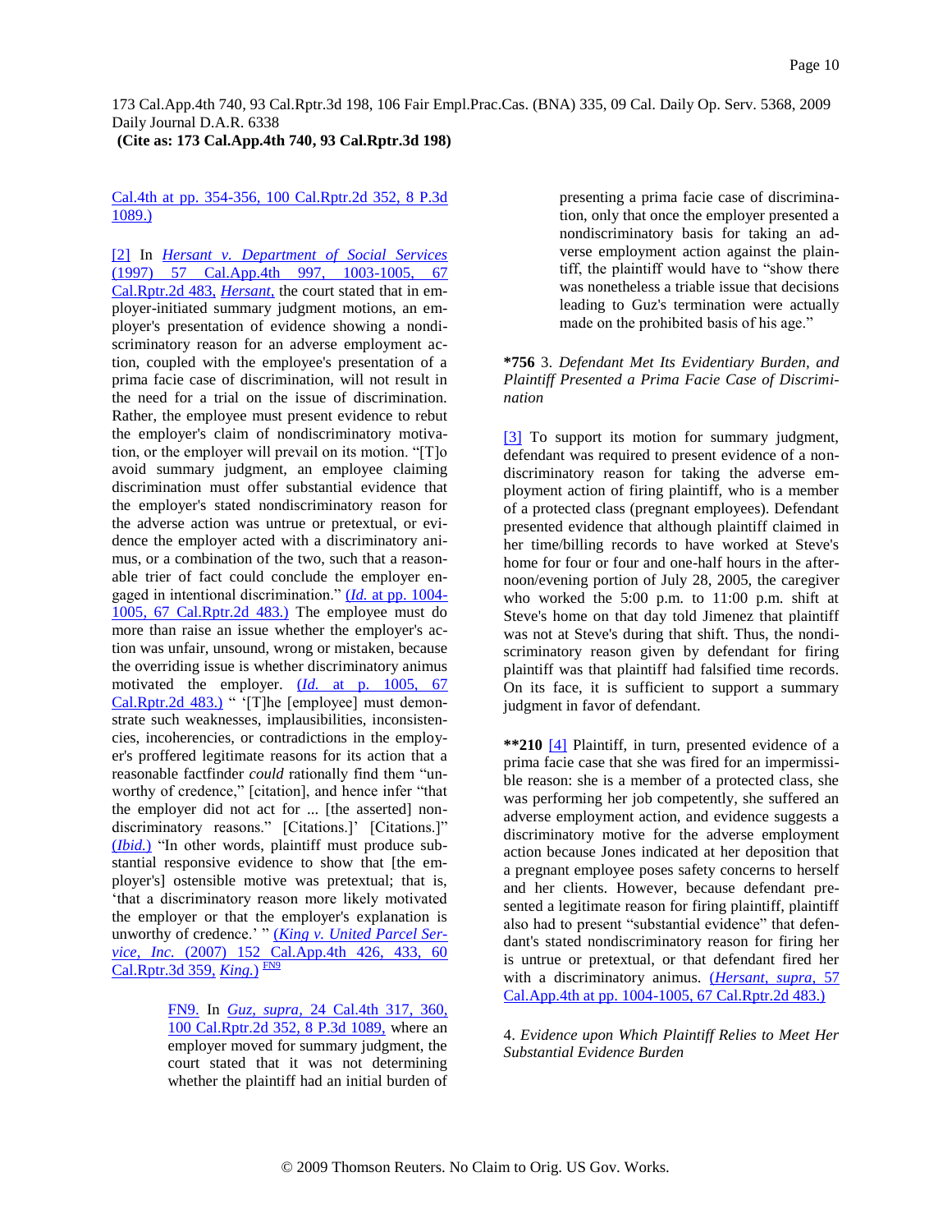Cal.4th at pp. 354-356, 100 Cal.Rptr.2d 352, 8 P.3d 1089.)

[2] In *Hersant v. Department of Social Services* (1997) 57 Cal.App.4th 997, 1003-1005, 67 Cal.Rptr.2d 483, *Hersant,* the court stated that in employer-initiated summary judgment motions, an employer's presentation of evidence showing a nondiscriminatory reason for an adverse employment action, coupled with the employee's presentation of a prima facie case of discrimination, will not result in the need for a trial on the issue of discrimination. Rather, the employee must present evidence to rebut the employer's claim of nondiscriminatory motivation, or the employer will prevail on its motion. "[T]o avoid summary judgment, an employee claiming discrimination must offer substantial evidence that the employer's stated nondiscriminatory reason for the adverse action was untrue or pretextual, or evidence the employer acted with a discriminatory animus, or a combination of the two, such that a reasonable trier of fact could conclude the employer engaged in intentional discrimination." (*Id.* at pp. 1004-1005, 67 Cal.Rptr.2d 483.) The employee must do more than raise an issue whether the employer's action was unfair, unsound, wrong or mistaken, because the overriding issue is whether discriminatory animus motivated the employer. (*Id.* at p. 1005, 67 Cal.Rptr.2d 483.) " '[T]he [employee] must demonstrate such weaknesses, implausibilities, inconsistencies, incoherencies, or contradictions in the employer's proffered legitimate reasons for its action that a reasonable factfinder *could* rationally find them "unworthy of credence," [citation], and hence infer "that the employer did not act for ... [the asserted] non-discriminatory reasons." [Citations.]' [Citations.]" (*Ibid.*) "In other words, plaintiff must produce substantial responsive evidence to show that [the employer's] ostensible motive was pretextual; that is, 'that a discriminatory reason more likely motivated the employer or that the employer's explanation is unworthy of credence.' " (*King v. United Parcel Service, Inc.* (2007) 152 Cal.App.4th 426, 433, 60 Cal.Rptr.3d 359, *King.*) [FN9]

> FN9. In *Guz, supra,* 24 Cal.4th 317, 360, 100 Cal.Rptr.2d 352, 8 P.3d 1089, where an employer moved for summary judgment, the court stated that it was not determining whether the plaintiff had an initial burden of presenting a prima facie case of discrimination, only that once the employer presented a nondiscriminatory basis for taking an adverse employment action against the plaintiff, the plaintiff would have to "show there was nonetheless a triable issue that decisions leading to Guz's termination were actually made on the prohibited basis of his age."

**\*756** 3. *Defendant Met Its Evidentiary Burden, and Plaintiff Presented a Prima Facie Case of Discrimination*

[3] To support its motion for summary judgment, defendant was required to present evidence of a nondiscriminatory reason for taking the adverse employment action of firing plaintiff, who is a member of a protected class (pregnant employees). Defendant presented evidence that although plaintiff claimed in her time/billing records to have worked at Steve's home for four or four and one-half hours in the afternoon/evening portion of July 28, 2005, the caregiver who worked the 5:00 p.m. to 11:00 p.m. shift at Steve's home on that day told Jimenez that plaintiff was not at Steve's during that shift. Thus, the nondiscriminatory reason given by defendant for firing plaintiff was that plaintiff had falsified time records. On its face, it is sufficient to support a summary judgment in favor of defendant.

**\*\*210** [4] Plaintiff, in turn, presented evidence of a prima facie case that she was fired for an impermissible reason: she is a member of a protected class, she was performing her job competently, she suffered an adverse employment action, and evidence suggests a discriminatory motive for the adverse employment action because Jones indicated at her deposition that a pregnant employee poses safety concerns to herself and her clients. However, because defendant presented a legitimate reason for firing plaintiff, plaintiff also had to present "substantial evidence" that defendant's stated nondiscriminatory reason for firing her is untrue or pretextual, or that defendant fired her with a discriminatory animus. (*Hersant, supra,* 57 Cal.App.4th at pp. 1004-1005, 67 Cal.Rptr.2d 483.)

4. *Evidence upon Which Plaintiff Relies to Meet Her Substantial Evidence Burden*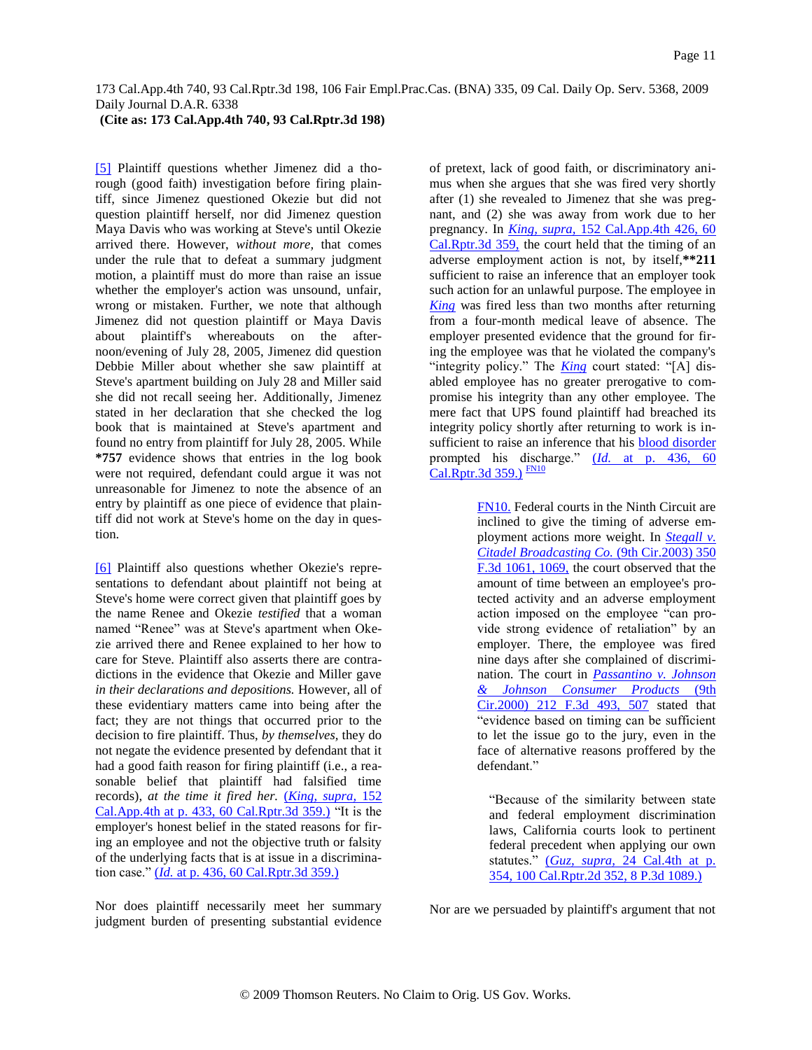[5] Plaintiff questions whether Jimenez did a thorough (good faith) investigation before firing plaintiff, since Jimenez questioned Okezie but did not question plaintiff herself, nor did Jimenez question Maya Davis who was working at Steve's until Okezie arrived there. However, *without more,* that comes under the rule that to defeat a summary judgment motion, a plaintiff must do more than raise an issue whether the employer's action was unsound, unfair, wrong or mistaken. Further, we note that although Jimenez did not question plaintiff or Maya Davis about plaintiff's whereabouts on the afternoon/evening of July 28, 2005, Jimenez did question Debbie Miller about whether she saw plaintiff at Steve's apartment building on July 28 and Miller said she did not recall seeing her. Additionally, Jimenez stated in her declaration that she checked the log book that is maintained at Steve's apartment and found no entry from plaintiff for July 28, 2005. While **\*757** evidence shows that entries in the log book were not required, defendant could argue it was not unreasonable for Jimenez to note the absence of an entry by plaintiff as one piece of evidence that plaintiff did not work at Steve's home on the day in question.

[6] Plaintiff also questions whether Okezie's representations to defendant about plaintiff not being at Steve's home were correct given that plaintiff goes by the name Renee and Okezie *testified* that a woman named "Renee" was at Steve's apartment when Okezie arrived there and Renee explained to her how to care for Steve. Plaintiff also asserts there are contradictions in the evidence that Okezie and Miller gave *in their declarations and depositions.* However, all of these evidentiary matters came into being after the fact; they are not things that occurred prior to the decision to fire plaintiff. Thus, *by themselves,* they do not negate the evidence presented by defendant that it had a good faith reason for firing plaintiff (i.e., a reasonable belief that plaintiff had falsified time records), *at the time it fired her.* (*King, supra,* 152 Cal.App.4th at p. 433, 60 Cal.Rptr.3d 359.) "It is the employer's honest belief in the stated reasons for firing an employee and not the objective truth or falsity of the underlying facts that is at issue in a discrimination case." (*Id.* at p. 436, 60 Cal.Rptr.3d 359.)

Nor does plaintiff necessarily meet her summary judgment burden of presenting substantial evidence of pretext, lack of good faith, or discriminatory animus when she argues that she was fired very shortly after (1) she revealed to Jimenez that she was pregnant, and (2) she was away from work due to her pregnancy. In *King, supra,* 152 Cal.App.4th 426, 60 Cal.Rptr.3d 359, the court held that the timing of an adverse employment action is not, by itself,**\*\*211** sufficient to raise an inference that an employer took such action for an unlawful purpose. The employee in *King* was fired less than two months after returning from a four-month medical leave of absence. The employer presented evidence that the ground for firing the employee was that he violated the company's "integrity policy." The *King* court stated: "[A] disabled employee has no greater prerogative to compromise his integrity than any other employee. The mere fact that UPS found plaintiff had breached its integrity policy shortly after returning to work is insufficient to raise an inference that his blood disorder prompted his discharge." (*Id.* at p. 436, 60 Cal.Rptr.3d 359.) [FN10]

> FN10. Federal courts in the Ninth Circuit are inclined to give the timing of adverse employment actions more weight. In *Stegall v. Citadel Broadcasting Co.* (9th Cir.2003) 350 F.3d 1061, 1069, the court observed that the amount of time between an employee's protected activity and an adverse employment action imposed on the employee "can provide strong evidence of retaliation" by an employer. There, the employee was fired nine days after she complained of discrimination. The court in *Passantino v. Johnson & Johnson Consumer Products* (9th Cir.2000) 212 F.3d 493, 507 stated that "evidence based on timing can be sufficient to let the issue go to the jury, even in the face of alternative reasons proffered by the defendant."
>
> "Because of the similarity between state and federal employment discrimination laws, California courts look to pertinent federal precedent when applying our own statutes." (*Guz, supra,* 24 Cal.4th at p. 354, 100 Cal.Rptr.2d 352, 8 P.3d 1089.)

Nor are we persuaded by plaintiff's argument that not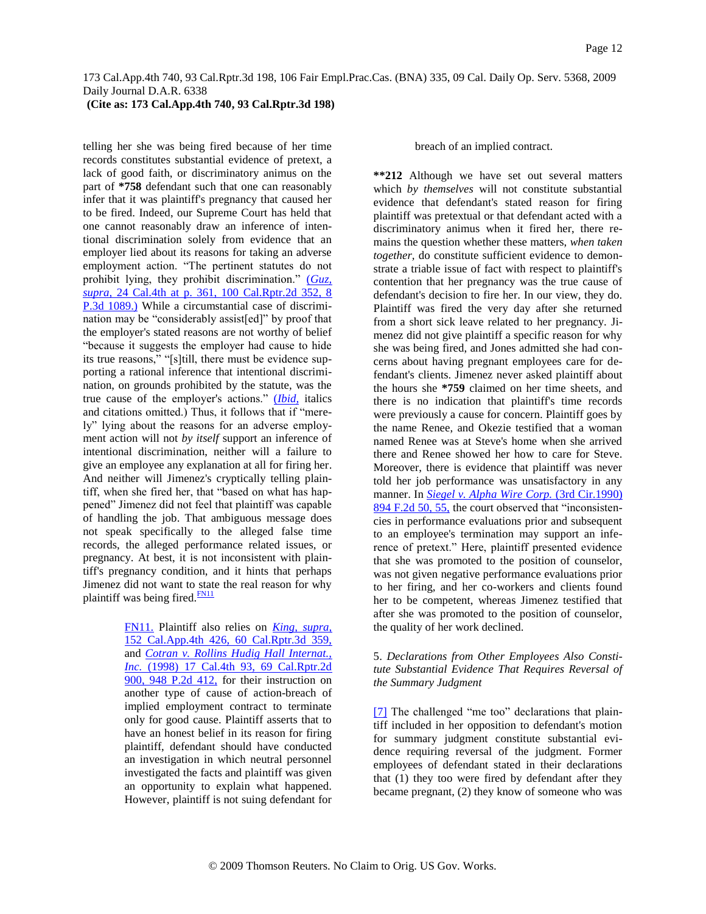telling her she was being fired because of her time records constitutes substantial evidence of pretext, a lack of good faith, or discriminatory animus on the part of *758 defendant such that one can reasonably infer that it was plaintiff's pregnancy that caused her to be fired. Indeed, our Supreme Court has held that one cannot reasonably draw an inference of intentional discrimination solely from evidence that an employer lied about its reasons for taking an adverse employment action. "The pertinent statutes do not prohibit lying, they prohibit discrimination." (*Guz, supra*, 24 Cal.4th at p. 361, 100 Cal.Rptr.2d 352, 8 P.3d 1089.) While a circumstantial case of discrimination may be "considerably assist[ed]" by proof that the employer's stated reasons are not worthy of belief "because it suggests the employer had cause to hide its true reasons," "[s]till, there must be evidence supporting a rational inference that intentional discrimination, on grounds prohibited by the statute, was the true cause of the employer's actions." (*Ibid*, italics and citations omitted.) Thus, it follows that if "merely" lying about the reasons for an adverse employment action will not *by itself* support an inference of intentional discrimination, neither will a failure to give an employee any explanation at all for firing her. And neither will Jimenez's cryptically telling plaintiff, when she fired her, that "based on what has happened" Jimenez did not feel that plaintiff was capable of handling the job. That ambiguous message does not speak specifically to the alleged false time records, the alleged performance related issues, or pregnancy. At best, it is not inconsistent with plaintiff's pregnancy condition, and it hints that perhaps Jimenez did not want to state the real reason for why plaintiff was being fired.[FN11]

> FN11. Plaintiff also relies on *King, supra*, 152 Cal.App.4th 426, 60 Cal.Rptr.3d 359, and *Cotran v. Rollins Hudig Hall Internat., Inc.* (1998) 17 Cal.4th 93, 69 Cal.Rptr.2d 900, 948 P.2d 412, for their instruction on another type of cause of action-breach of implied employment contract to terminate only for good cause. Plaintiff asserts that to have an honest belief in its reason for firing plaintiff, defendant should have conducted an investigation in which neutral personnel investigated the facts and plaintiff was given an opportunity to explain what happened. However, plaintiff is not suing defendant for breach of an implied contract.

**212 Although we have set out several matters which *by themselves* will not constitute substantial evidence that defendant's stated reason for firing plaintiff was pretextual or that defendant acted with a discriminatory animus when it fired her, there remains the question whether these matters, *when taken together*, do constitute sufficient evidence to demonstrate a triable issue of fact with respect to plaintiff's contention that her pregnancy was the true cause of defendant's decision to fire her. In our view, they do. Plaintiff was fired the very day after she returned from a short sick leave related to her pregnancy. Jimenez did not give plaintiff a specific reason for why she was being fired, and Jones admitted she had concerns about having pregnant employees care for defendant's clients. Jimenez never asked plaintiff about the hours she *759 claimed on her time sheets, and there is no indication that plaintiff's time records were previously a cause for concern. Plaintiff goes by the name Renee, and Okezie testified that a woman named Renee was at Steve's home when she arrived there and Renee showed her how to care for Steve. Moreover, there is evidence that plaintiff was never told her job performance was unsatisfactory in any manner. In *Siegel v. Alpha Wire Corp.* (3rd Cir.1990) 894 F.2d 50, 55, the court observed that "inconsistencies in performance evaluations prior and subsequent to an employee's termination may support an inference of pretext." Here, plaintiff presented evidence that she was promoted to the position of counselor, was not given negative performance evaluations prior to her firing, and her co-workers and clients found her to be competent, whereas Jimenez testified that after she was promoted to the position of counselor, the quality of her work declined.

5. *Declarations from Other Employees Also Constitute Substantial Evidence That Requires Reversal of the Summary Judgment*

[7] The challenged "me too" declarations that plaintiff included in her opposition to defendant's motion for summary judgment constitute substantial evidence requiring reversal of the judgment. Former employees of defendant stated in their declarations that (1) they too were fired by defendant after they became pregnant, (2) they know of someone who was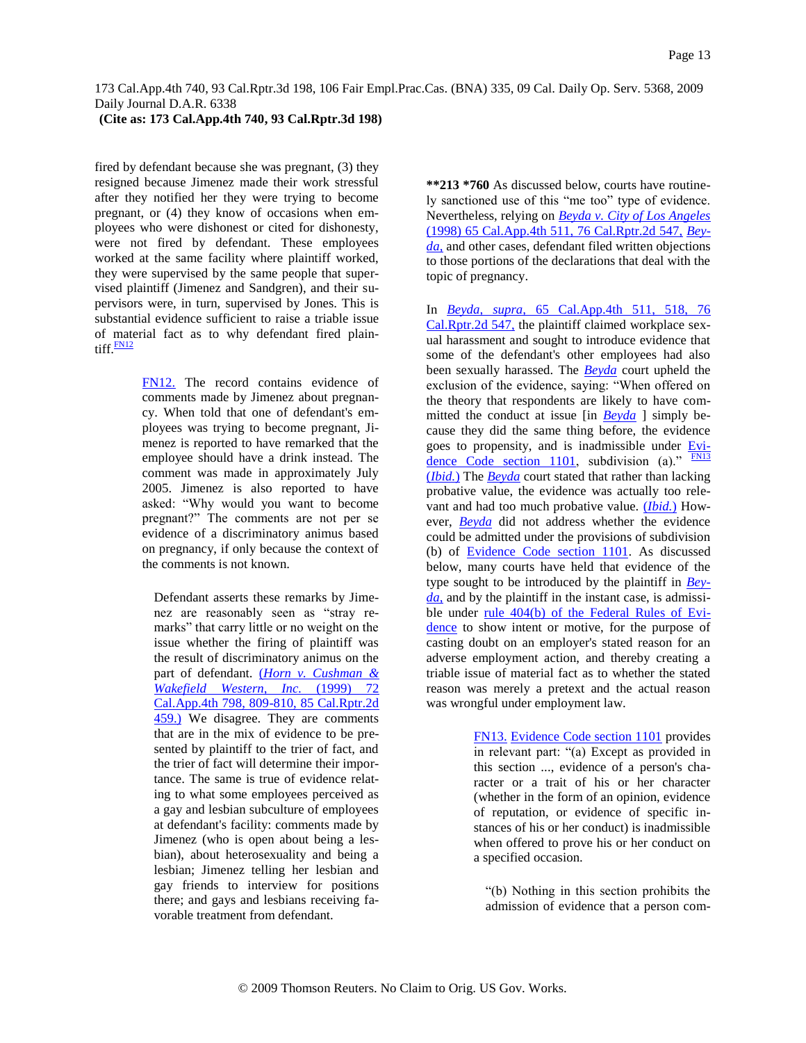fired by defendant because she was pregnant, (3) they resigned because Jimenez made their work stressful after they notified her they were trying to become pregnant, or (4) they know of occasions when employees who were dishonest or cited for dishonesty, were not fired by defendant. These employees worked at the same facility where plaintiff worked, they were supervised by the same people that supervised plaintiff (Jimenez and Sandgren), and their supervisors were, in turn, supervised by Jones. This is substantial evidence sufficient to raise a triable issue of material fact as to why defendant fired plaintiff.[FN12]

> FN12. The record contains evidence of comments made by Jimenez about pregnancy. When told that one of defendant's employees was trying to become pregnant, Jimenez is reported to have remarked that the employee should have a drink instead. The comment was made in approximately July 2005. Jimenez is also reported to have asked: "Why would you want to become pregnant?" The comments are not per se evidence of a discriminatory animus based on pregnancy, if only because the context of the comments is not known.
>
> Defendant asserts these remarks by Jimenez are reasonably seen as "stray remarks" that carry little or no weight on the issue whether the firing of plaintiff was the result of discriminatory animus on the part of defendant. (*Horn v. Cushman & Wakefield Western, Inc.* (1999) 72 Cal.App.4th 798, 809-810, 85 Cal.Rptr.2d 459.) We disagree. They are comments that are in the mix of evidence to be presented by plaintiff to the trier of fact, and the trier of fact will determine their importance. The same is true of evidence relating to what some employees perceived as a gay and lesbian subculture of employees at defendant's facility: comments made by Jimenez (who is open about being a lesbian), about heterosexuality and being a lesbian; Jimenez telling her lesbian and gay friends to interview for positions there; and gays and lesbians receiving favorable treatment from defendant.

**\*\*213 \*760** As discussed below, courts have routinely sanctioned use of this "me too" type of evidence. Nevertheless, relying on *Beyda v. City of Los Angeles* (1998) 65 Cal.App.4th 511, 76 Cal.Rptr.2d 547, *Beyda,* and other cases, defendant filed written objections to those portions of the declarations that deal with the topic of pregnancy.

In *Beyda, supra,* 65 Cal.App.4th 511, 518, 76 Cal.Rptr.2d 547, the plaintiff claimed workplace sexual harassment and sought to introduce evidence that some of the defendant's other employees had also been sexually harassed. The *Beyda* court upheld the exclusion of the evidence, saying: "When offered on the theory that respondents are likely to have committed the conduct at issue [in *Beyda* ] simply because they did the same thing before, the evidence goes to propensity, and is inadmissible under Evidence Code section 1101, subdivision (a)." [FN13] (*Ibid.*) The *Beyda* court stated that rather than lacking probative value, the evidence was actually too relevant and had too much probative value. (*Ibid.*) However, *Beyda* did not address whether the evidence could be admitted under the provisions of subdivision (b) of Evidence Code section 1101. As discussed below, many courts have held that evidence of the type sought to be introduced by the plaintiff in *Beyda,* and by the plaintiff in the instant case, is admissible under rule 404(b) of the Federal Rules of Evidence to show intent or motive, for the purpose of casting doubt on an employer's stated reason for an adverse employment action, and thereby creating a triable issue of material fact as to whether the stated reason was merely a pretext and the actual reason was wrongful under employment law.

> FN13. Evidence Code section 1101 provides in relevant part: "(a) Except as provided in this section ..., evidence of a person's character or a trait of his or her character (whether in the form of an opinion, evidence of reputation, or evidence of specific instances of his or her conduct) is inadmissible when offered to prove his or her conduct on a specified occasion.
>
> "(b) Nothing in this section prohibits the admission of evidence that a person com-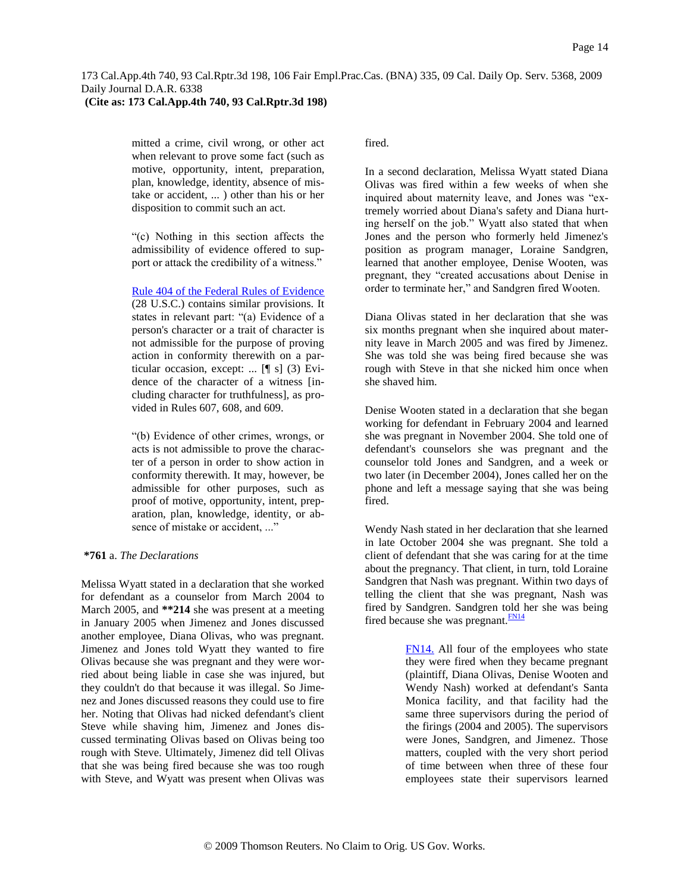mitted a crime, civil wrong, or other act when relevant to prove some fact (such as motive, opportunity, intent, preparation, plan, knowledge, identity, absence of mistake or accident, ... ) other than his or her disposition to commit such an act.

"(c) Nothing in this section affects the admissibility of evidence offered to support or attack the credibility of a witness."

Rule 404 of the Federal Rules of Evidence (28 U.S.C.) contains similar provisions. It states in relevant part: "(a) Evidence of a person's character or a trait of character is not admissible for the purpose of proving action in conformity therewith on a particular occasion, except: ... [¶ s] (3) Evidence of the character of a witness [including character for truthfulness], as provided in Rules 607, 608, and 609.

"(b) Evidence of other crimes, wrongs, or acts is not admissible to prove the character of a person in order to show action in conformity therewith. It may, however, be admissible for other purposes, such as proof of motive, opportunity, intent, preparation, plan, knowledge, identity, or absence of mistake or accident, ..."

**\*761** a. *The Declarations*

Melissa Wyatt stated in a declaration that she worked for defendant as a counselor from March 2004 to March 2005, and **\*\*214** she was present at a meeting in January 2005 when Jimenez and Jones discussed another employee, Diana Olivas, who was pregnant. Jimenez and Jones told Wyatt they wanted to fire Olivas because she was pregnant and they were worried about being liable in case she was injured, but they couldn't do that because it was illegal. So Jimenez and Jones discussed reasons they could use to fire her. Noting that Olivas had nicked defendant's client Steve while shaving him, Jimenez and Jones discussed terminating Olivas based on Olivas being too rough with Steve. Ultimately, Jimenez did tell Olivas that she was being fired because she was too rough with Steve, and Wyatt was present when Olivas was fired.

In a second declaration, Melissa Wyatt stated Diana Olivas was fired within a few weeks of when she inquired about maternity leave, and Jones was "extremely worried about Diana's safety and Diana hurting herself on the job." Wyatt also stated that when Jones and the person who formerly held Jimenez's position as program manager, Loraine Sandgren, learned that another employee, Denise Wooten, was pregnant, they "created accusations about Denise in order to terminate her," and Sandgren fired Wooten.

Diana Olivas stated in her declaration that she was six months pregnant when she inquired about maternity leave in March 2005 and was fired by Jimenez. She was told she was being fired because she was rough with Steve in that she nicked him once when she shaved him.

Denise Wooten stated in a declaration that she began working for defendant in February 2004 and learned she was pregnant in November 2004. She told one of defendant's counselors she was pregnant and the counselor told Jones and Sandgren, and a week or two later (in December 2004), Jones called her on the phone and left a message saying that she was being fired.

Wendy Nash stated in her declaration that she learned in late October 2004 she was pregnant. She told a client of defendant that she was caring for at the time about the pregnancy. That client, in turn, told Loraine Sandgren that Nash was pregnant. Within two days of telling the client that she was pregnant, Nash was fired by Sandgren. Sandgren told her she was being fired because she was pregnant.[FN14]

> FN14. All four of the employees who state they were fired when they became pregnant (plaintiff, Diana Olivas, Denise Wooten and Wendy Nash) worked at defendant's Santa Monica facility, and that facility had the same three supervisors during the period of the firings (2004 and 2005). The supervisors were Jones, Sandgren, and Jimenez. Those matters, coupled with the very short period of time between when three of these four employees state their supervisors learned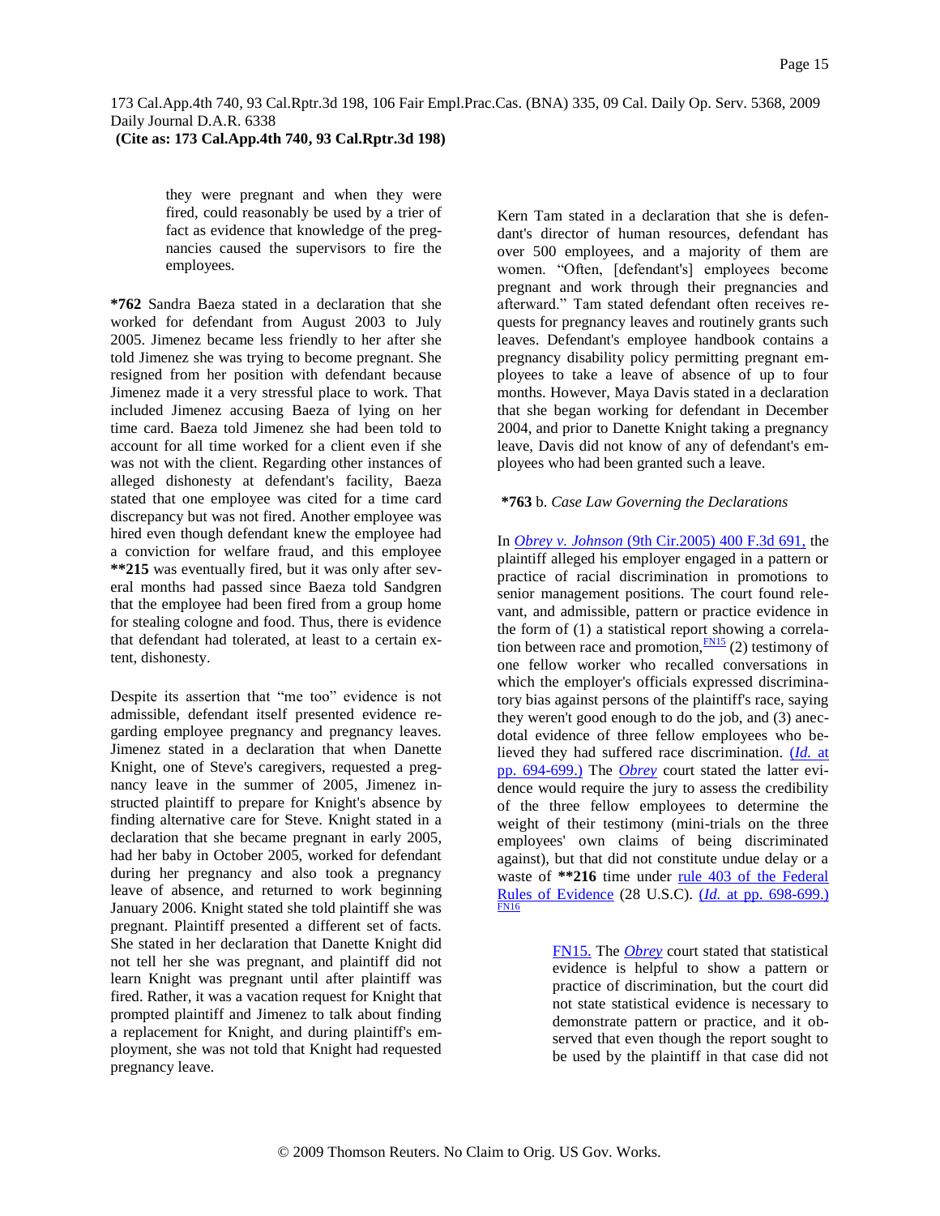they were pregnant and when they were fired, could reasonably be used by a trier of fact as evidence that knowledge of the pregnancies caused the supervisors to fire the employees.

**\*762** Sandra Baeza stated in a declaration that she worked for defendant from August 2003 to July 2005. Jimenez became less friendly to her after she told Jimenez she was trying to become pregnant. She resigned from her position with defendant because Jimenez made it a very stressful place to work. That included Jimenez accusing Baeza of lying on her time card. Baeza told Jimenez she had been told to account for all time worked for a client even if she was not with the client. Regarding other instances of alleged dishonesty at defendant's facility, Baeza stated that one employee was cited for a time card discrepancy but was not fired. Another employee was hired even though defendant knew the employee had a conviction for welfare fraud, and this employee **\*\*215** was eventually fired, but it was only after several months had passed since Baeza told Sandgren that the employee had been fired from a group home for stealing cologne and food. Thus, there is evidence that defendant had tolerated, at least to a certain extent, dishonesty.

Despite its assertion that "me too" evidence is not admissible, defendant itself presented evidence regarding employee pregnancy and pregnancy leaves. Jimenez stated in a declaration that when Danette Knight, one of Steve's caregivers, requested a pregnancy leave in the summer of 2005, Jimenez instructed plaintiff to prepare for Knight's absence by finding alternative care for Steve. Knight stated in a declaration that she became pregnant in early 2005, had her baby in October 2005, worked for defendant during her pregnancy and also took a pregnancy leave of absence, and returned to work beginning January 2006. Knight stated she told plaintiff she was pregnant. Plaintiff presented a different set of facts. She stated in her declaration that Danette Knight did not tell her she was pregnant, and plaintiff did not learn Knight was pregnant until after plaintiff was fired. Rather, it was a vacation request for Knight that prompted plaintiff and Jimenez to talk about finding a replacement for Knight, and during plaintiff's employment, she was not told that Knight had requested pregnancy leave.

Kern Tam stated in a declaration that she is defendant's director of human resources, defendant has over 500 employees, and a majority of them are women. "Often, [defendant's] employees become pregnant and work through their pregnancies and afterward." Tam stated defendant often receives requests for pregnancy leaves and routinely grants such leaves. Defendant's employee handbook contains a pregnancy disability policy permitting pregnant employees to take a leave of absence of up to four months. However, Maya Davis stated in a declaration that she began working for defendant in December 2004, and prior to Danette Knight taking a pregnancy leave, Davis did not know of any of defendant's employees who had been granted such a leave.

**\*763** b. *Case Law Governing the Declarations*

In *Obrey v. Johnson* (9th Cir.2005) 400 F.3d 691, the plaintiff alleged his employer engaged in a pattern or practice of racial discrimination in promotions to senior management positions. The court found relevant, and admissible, pattern or practice evidence in the form of (1) a statistical report showing a correlation between race and promotion,[FN15] (2) testimony of one fellow worker who recalled conversations in which the employer's officials expressed discriminatory bias against persons of the plaintiff's race, saying they weren't good enough to do the job, and (3) anecdotal evidence of three fellow employees who believed they had suffered race discrimination. (*Id.* at pp. 694-699.) The *Obrey* court stated the latter evidence would require the jury to assess the credibility of the three fellow employees to determine the weight of their testimony (mini-trials on the three employees' own claims of being discriminated against), but that did not constitute undue delay or a waste of **\*\*216** time under rule 403 of the Federal Rules of Evidence (28 U.S.C). (*Id.* at pp. 698-699.)[FN16]

> FN15. The *Obrey* court stated that statistical evidence is helpful to show a pattern or practice of discrimination, but the court did not state statistical evidence is necessary to demonstrate pattern or practice, and it observed that even though the report sought to be used by the plaintiff in that case did not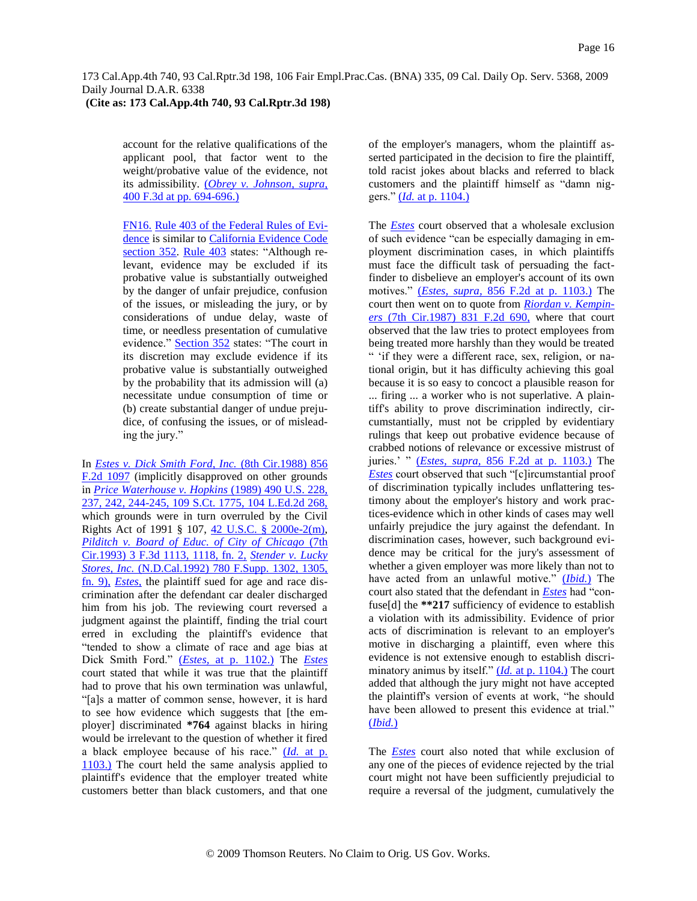account for the relative qualifications of the applicant pool, that factor went to the weight/probative value of the evidence, not its admissibility. (*Obrey v. Johnson, supra,* 400 F.3d at pp. 694-696.)

FN16. Rule 403 of the Federal Rules of Evidence is similar to California Evidence Code section 352. Rule 403 states: "Although relevant, evidence may be excluded if its probative value is substantially outweighed by the danger of unfair prejudice, confusion of the issues, or misleading the jury, or by considerations of undue delay, waste of time, or needless presentation of cumulative evidence." Section 352 states: "The court in its discretion may exclude evidence if its probative value is substantially outweighed by the probability that its admission will (a) necessitate undue consumption of time or (b) create substantial danger of undue prejudice, of confusing the issues, or of misleading the jury."

In *Estes v. Dick Smith Ford, Inc.* (8th Cir.1988) 856 F.2d 1097 (implicitly disapproved on other grounds in *Price Waterhouse v. Hopkins* (1989) 490 U.S. 228, 237, 242, 244-245, 109 S.Ct. 1775, 104 L.Ed.2d 268, which grounds were in turn overruled by the Civil Rights Act of 1991 § 107, 42 U.S.C. § 2000e-2(m), *Pilditch v. Board of Educ. of City of Chicago* (7th Cir.1993) 3 F.3d 1113, 1118, fn. 2, *Stender v. Lucky Stores, Inc.* (N.D.Cal.1992) 780 F.Supp. 1302, 1305, fn. 9), *Estes,* the plaintiff sued for age and race discrimination after the defendant car dealer discharged him from his job. The reviewing court reversed a judgment against the plaintiff, finding the trial court erred in excluding the plaintiff's evidence that "tended to show a climate of race and age bias at Dick Smith Ford." (*Estes,* at p. 1102.) The *Estes* court stated that while it was true that the plaintiff had to prove that his own termination was unlawful, "[a]s a matter of common sense, however, it is hard to see how evidence which suggests that [the employer] discriminated **\*764** against blacks in hiring would be irrelevant to the question of whether it fired a black employee because of his race." (*Id.* at p. 1103.) The court held the same analysis applied to plaintiff's evidence that the employer treated white customers better than black customers, and that one of the employer's managers, whom the plaintiff asserted participated in the decision to fire the plaintiff, told racist jokes about blacks and referred to black customers and the plaintiff himself as "damn niggers." (*Id.* at p. 1104.)

The *Estes* court observed that a wholesale exclusion of such evidence "can be especially damaging in employment discrimination cases, in which plaintiffs must face the difficult task of persuading the fact-finder to disbelieve an employer's account of its own motives." (*Estes, supra,* 856 F.2d at p. 1103.) The court then went on to quote from *Riordan v. Kempiners* (7th Cir.1987) 831 F.2d 690, where that court observed that the law tries to protect employees from being treated more harshly than they would be treated " 'if they were a different race, sex, religion, or national origin, but it has difficulty achieving this goal because it is so easy to concoct a plausible reason for ... firing ... a worker who is not superlative. A plaintiff's ability to prove discrimination indirectly, circumstantially, must not be crippled by evidentiary rulings that keep out probative evidence because of crabbed notions of relevance or excessive mistrust of juries.' " (*Estes, supra,* 856 F.2d at p. 1103.) The *Estes* court observed that such "[c]ircumstantial proof of discrimination typically includes unflattering testimony about the employer's history and work practices-evidence which in other kinds of cases may well unfairly prejudice the jury against the defendant. In discrimination cases, however, such background evidence may be critical for the jury's assessment of whether a given employer was more likely than not to have acted from an unlawful motive." (*Ibid.*) The court also stated that the defendant in *Estes* had "confuse[d] the **\*\*217** sufficiency of evidence to establish a violation with its admissibility. Evidence of prior acts of discrimination is relevant to an employer's motive in discharging a plaintiff, even where this evidence is not extensive enough to establish discriminatory animus by itself." (*Id.* at p. 1104.) The court added that although the jury might not have accepted the plaintiff's version of events at work, "he should have been allowed to present this evidence at trial." (*Ibid.*)

The *Estes* court also noted that while exclusion of any one of the pieces of evidence rejected by the trial court might not have been sufficiently prejudicial to require a reversal of the judgment, cumulatively the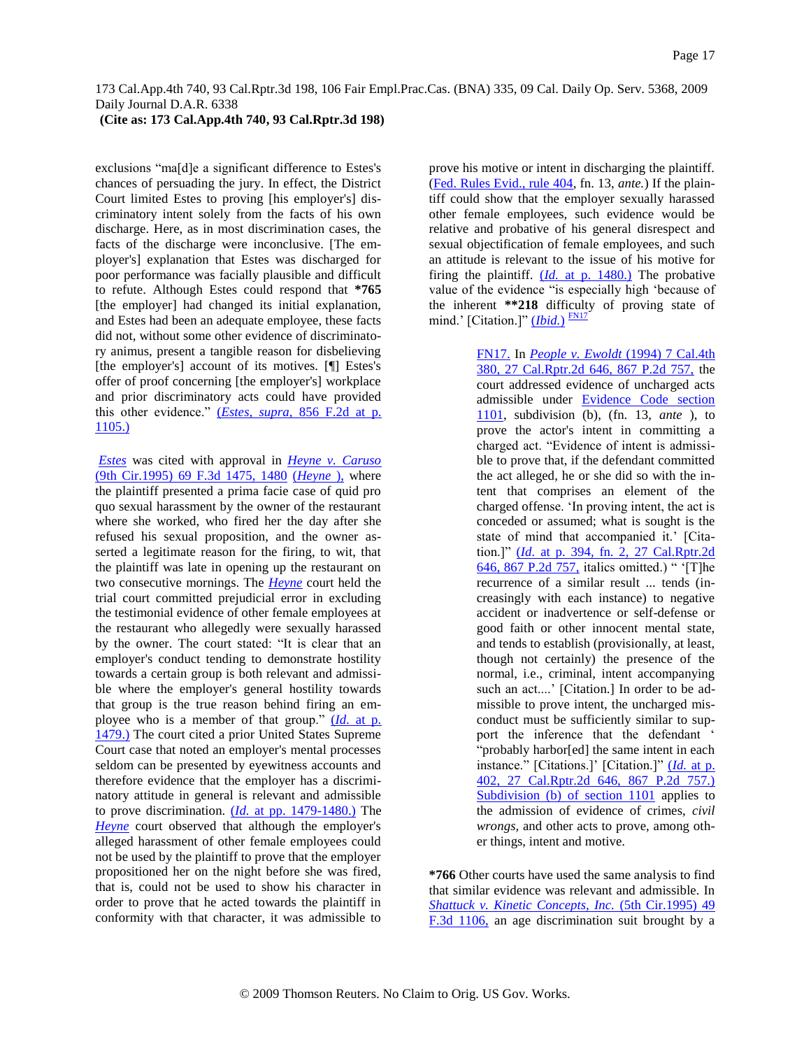exclusions "ma[d]e a significant difference to Estes's chances of persuading the jury. In effect, the District Court limited Estes to proving [his employer's] discriminatory intent solely from the facts of his own discharge. Here, as in most discrimination cases, the facts of the discharge were inconclusive. [The employer's] explanation that Estes was discharged for poor performance was facially plausible and difficult to refute. Although Estes could respond that **\*765** [the employer] had changed its initial explanation, and Estes had been an adequate employee, these facts did not, without some other evidence of discriminatory animus, present a tangible reason for disbelieving [the employer's] account of its motives. [¶] Estes's offer of proof concerning [the employer's] workplace and prior discriminatory acts could have provided this other evidence." (*Estes, supra*, 856 F.2d at p. 1105.)

*Estes* was cited with approval in *Heyne v. Caruso* (9th Cir.1995) 69 F.3d 1475, 1480 (*Heyne* ), where the plaintiff presented a prima facie case of quid pro quo sexual harassment by the owner of the restaurant where she worked, who fired her the day after she refused his sexual proposition, and the owner asserted a legitimate reason for the firing, to wit, that the plaintiff was late in opening up the restaurant on two consecutive mornings. The *Heyne* court held the trial court committed prejudicial error in excluding the testimonial evidence of other female employees at the restaurant who allegedly were sexually harassed by the owner. The court stated: "It is clear that an employer's conduct tending to demonstrate hostility towards a certain group is both relevant and admissible where the employer's general hostility towards that group is the true reason behind firing an employee who is a member of that group." (*Id.* at p. 1479.) The court cited a prior United States Supreme Court case that noted an employer's mental processes seldom can be presented by eyewitness accounts and therefore evidence that the employer has a discriminatory attitude in general is relevant and admissible to prove discrimination. (*Id.* at pp. 1479-1480.) The *Heyne* court observed that although the employer's alleged harassment of other female employees could not be used by the plaintiff to prove that the employer propositioned her on the night before she was fired, that is, could not be used to show his character in order to prove that he acted towards the plaintiff in conformity with that character, it was admissible to prove his motive or intent in discharging the plaintiff. (Fed. Rules Evid., rule 404, fn. 13, *ante.*) If the plaintiff could show that the employer sexually harassed other female employees, such evidence would be relative and probative of his general disrespect and sexual objectification of female employees, and such an attitude is relevant to the issue of his motive for firing the plaintiff. (*Id.* at p. 1480.) The probative value of the evidence "is especially high 'because of the inherent **\*\*218** difficulty of proving state of mind.' [Citation.]" (*Ibid.*) [FN17]

> FN17. In *People v. Ewoldt* (1994) 7 Cal.4th 380, 27 Cal.Rptr.2d 646, 867 P.2d 757, the court addressed evidence of uncharged acts admissible under Evidence Code section 1101, subdivision (b), (fn. 13, *ante* ), to prove the actor's intent in committing a charged act. "Evidence of intent is admissible to prove that, if the defendant committed the act alleged, he or she did so with the intent that comprises an element of the charged offense. 'In proving intent, the act is conceded or assumed; what is sought is the state of mind that accompanied it.' [Citation.]" (*Id.* at p. 394, fn. 2, 27 Cal.Rptr.2d 646, 867 P.2d 757, italics omitted.) " '[T]he recurrence of a similar result ... tends (increasingly with each instance) to negative accident or inadvertence or self-defense or good faith or other innocent mental state, and tends to establish (provisionally, at least, though not certainly) the presence of the normal, i.e., criminal, intent accompanying such an act....' [Citation.] In order to be admissible to prove intent, the uncharged misconduct must be sufficiently similar to support the inference that the defendant ' "probably harbor[ed] the same intent in each instance." [Citations.]' [Citation.]" (*Id.* at p. 402, 27 Cal.Rptr.2d 646, 867 P.2d 757.) Subdivision (b) of section 1101 applies to the admission of evidence of crimes, *civil wrongs*, and other acts to prove, among other things, intent and motive.

**\*766** Other courts have used the same analysis to find that similar evidence was relevant and admissible. In *Shattuck v. Kinetic Concepts, Inc.* (5th Cir.1995) 49 F.3d 1106, an age discrimination suit brought by a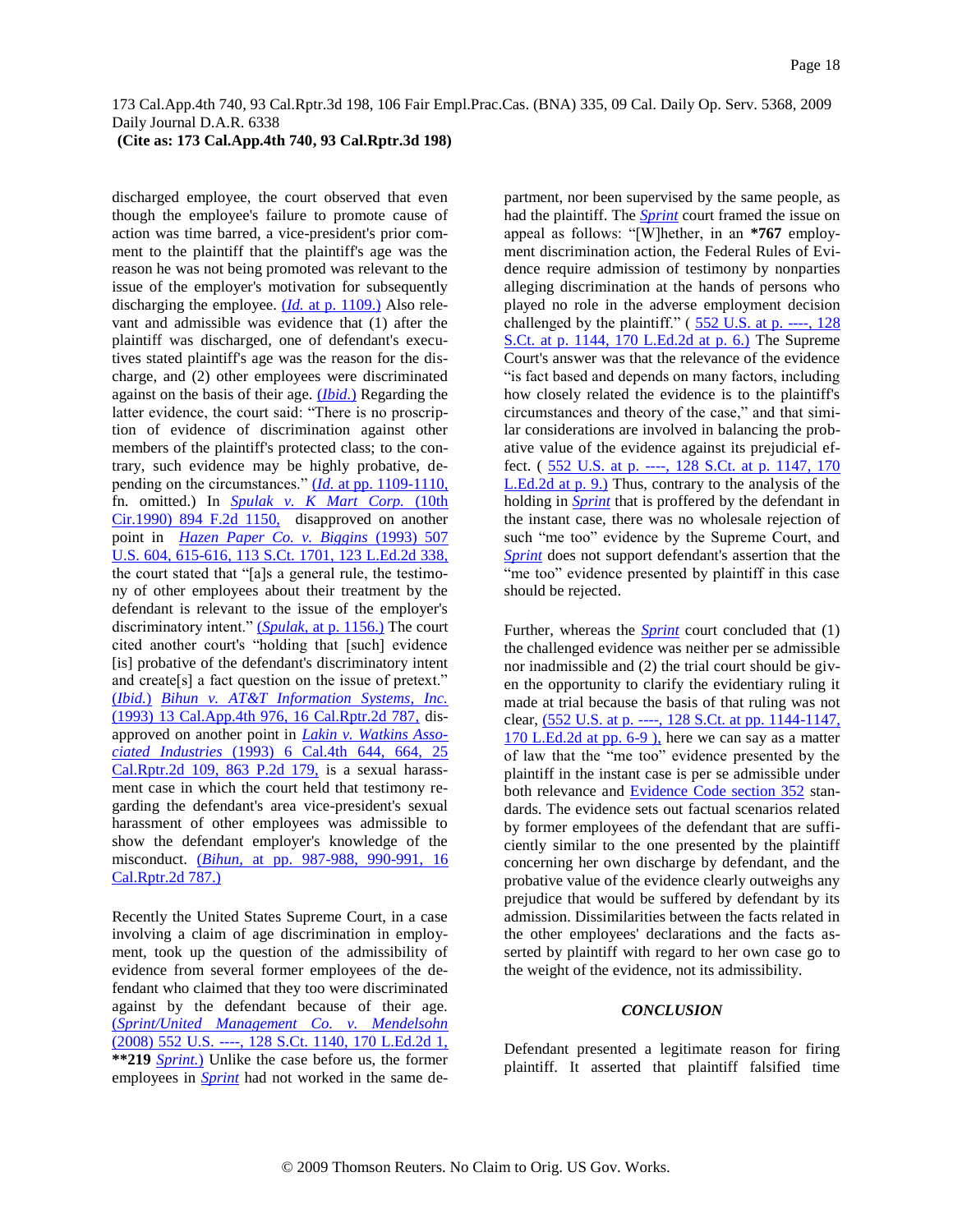discharged employee, the court observed that even though the employee's failure to promote cause of action was time barred, a vice-president's prior comment to the plaintiff that the plaintiff's age was the reason he was not being promoted was relevant to the issue of the employer's motivation for subsequently discharging the employee. (*Id.* at p. 1109.) Also relevant and admissible was evidence that (1) after the plaintiff was discharged, one of defendant's executives stated plaintiff's age was the reason for the discharge, and (2) other employees were discriminated against on the basis of their age. (*Ibid.*) Regarding the latter evidence, the court said: "There is no proscription of evidence of discrimination against other members of the plaintiff's protected class; to the contrary, such evidence may be highly probative, depending on the circumstances." (*Id.* at pp. 1109-1110, fn. omitted.) In *Spulak v. K Mart Corp.* (10th Cir.1990) 894 F.2d 1150, disapproved on another point in *Hazen Paper Co. v. Biggins* (1993) 507 U.S. 604, 615-616, 113 S.Ct. 1701, 123 L.Ed.2d 338, the court stated that "[a]s a general rule, the testimony of other employees about their treatment by the defendant is relevant to the issue of the employer's discriminatory intent." (*Spulak,* at p. 1156.) The court cited another court's "holding that [such] evidence [is] probative of the defendant's discriminatory intent and create[s] a fact question on the issue of pretext." (*Ibid.*) *Bihun v. AT&T Information Systems, Inc.* (1993) 13 Cal.App.4th 976, 16 Cal.Rptr.2d 787, disapproved on another point in *Lakin v. Watkins Associated Industries* (1993) 6 Cal.4th 644, 664, 25 Cal.Rptr.2d 109, 863 P.2d 179, is a sexual harassment case in which the court held that testimony regarding the defendant's area vice-president's sexual harassment of other employees was admissible to show the defendant employer's knowledge of the misconduct. (*Bihun,* at pp. 987-988, 990-991, 16 Cal.Rptr.2d 787.)

Recently the United States Supreme Court, in a case involving a claim of age discrimination in employment, took up the question of the admissibility of evidence from several former employees of the defendant who claimed that they too were discriminated against by the defendant because of their age. (*Sprint/United Management Co. v. Mendelsohn* (2008) 552 U.S. ----, 128 S.Ct. 1140, 170 L.Ed.2d 1, **\*\*219** *Sprint.*) Unlike the case before us, the former employees in *Sprint* had not worked in the same department, nor been supervised by the same people, as had the plaintiff. The *Sprint* court framed the issue on appeal as follows: "[W]hether, in an **\*767** employment discrimination action, the Federal Rules of Evidence require admission of testimony by nonparties alleging discrimination at the hands of persons who played no role in the adverse employment decision challenged by the plaintiff." ( 552 U.S. at p. ----, 128 S.Ct. at p. 1144, 170 L.Ed.2d at p. 6.) The Supreme Court's answer was that the relevance of the evidence "is fact based and depends on many factors, including how closely related the evidence is to the plaintiff's circumstances and theory of the case," and that similar considerations are involved in balancing the probative value of the evidence against its prejudicial effect. ( 552 U.S. at p. ----, 128 S.Ct. at p. 1147, 170 L.Ed.2d at p. 9.) Thus, contrary to the analysis of the holding in *Sprint* that is proffered by the defendant in the instant case, there was no wholesale rejection of such "me too" evidence by the Supreme Court, and *Sprint* does not support defendant's assertion that the "me too" evidence presented by plaintiff in this case should be rejected.

Further, whereas the *Sprint* court concluded that (1) the challenged evidence was neither per se admissible nor inadmissible and (2) the trial court should be given the opportunity to clarify the evidentiary ruling it made at trial because the basis of that ruling was not clear, (552 U.S. at p. ----, 128 S.Ct. at pp. 1144-1147, 170 L.Ed.2d at pp. 6-9 ), here we can say as a matter of law that the "me too" evidence presented by the plaintiff in the instant case is per se admissible under both relevance and Evidence Code section 352 standards. The evidence sets out factual scenarios related by former employees of the defendant that are sufficiently similar to the one presented by the plaintiff concerning her own discharge by defendant, and the probative value of the evidence clearly outweighs any prejudice that would be suffered by defendant by its admission. Dissimilarities between the facts related in the other employees' declarations and the facts asserted by plaintiff with regard to her own case go to the weight of the evidence, not its admissibility.

### *CONCLUSION*

Defendant presented a legitimate reason for firing plaintiff. It asserted that plaintiff falsified time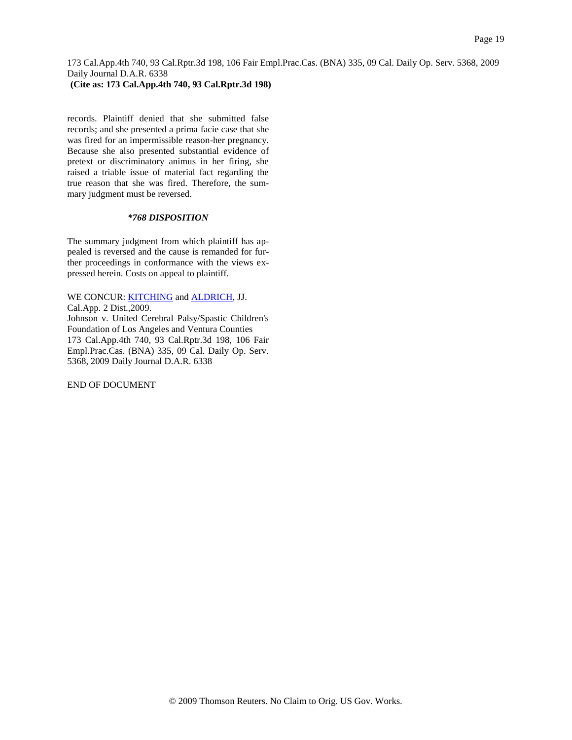records. Plaintiff denied that she submitted false records; and she presented a prima facie case that she was fired for an impermissible reason-her pregnancy. Because she also presented substantial evidence of pretext or discriminatory animus in her firing, she raised a triable issue of material fact regarding the true reason that she was fired. Therefore, the summary judgment must be reversed.

***768 DISPOSITION**

The summary judgment from which plaintiff has appealed is reversed and the cause is remanded for further proceedings in conformance with the views expressed herein. Costs on appeal to plaintiff.

WE CONCUR: KITCHING and ALDRICH, JJ.
Cal.App. 2 Dist.,2009.
Johnson v. United Cerebral Palsy/Spastic Children's Foundation of Los Angeles and Ventura Counties
173 Cal.App.4th 740, 93 Cal.Rptr.3d 198, 106 Fair Empl.Prac.Cas. (BNA) 335, 09 Cal. Daily Op. Serv. 5368, 2009 Daily Journal D.A.R. 6338

END OF DOCUMENT